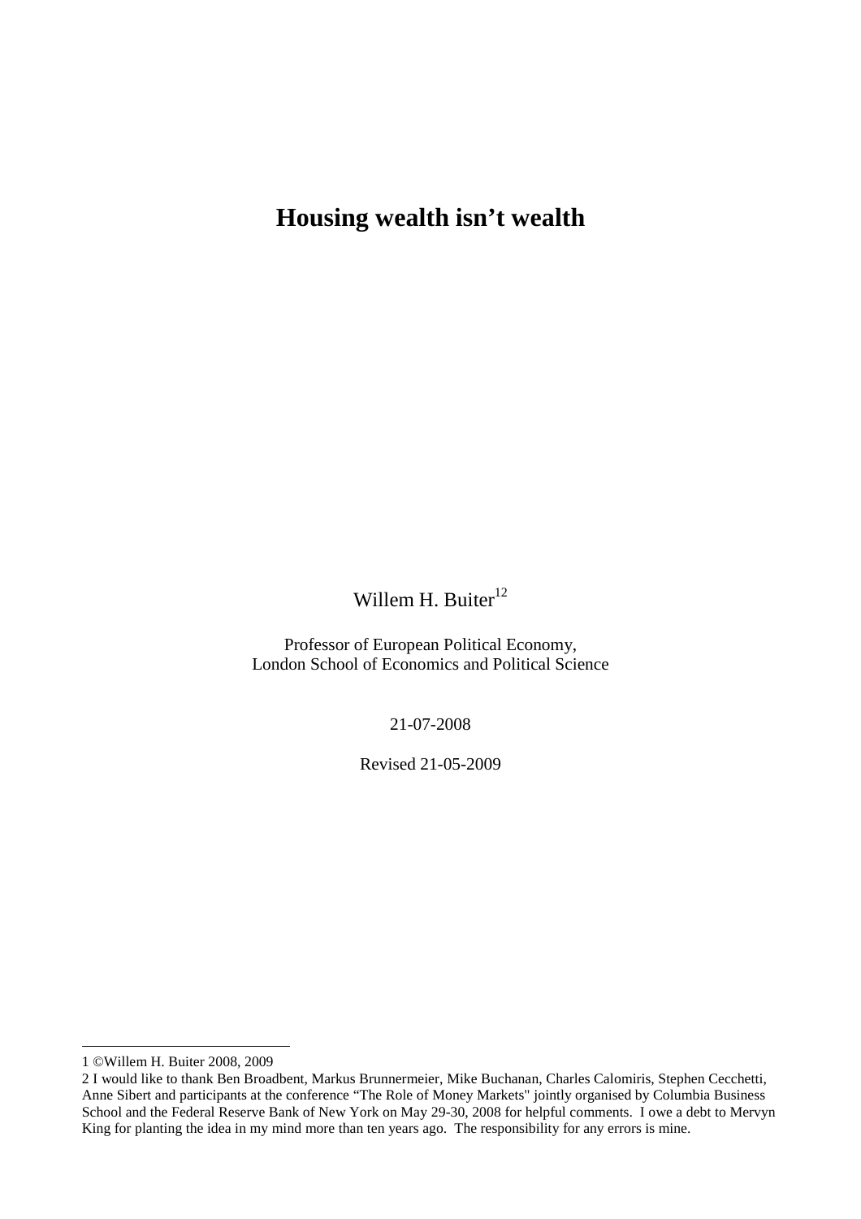# Housing wealth isn't wealth

Willem H. Buiter[1][2]

Professor of European Political Economy,
London School of Economics and Political Science

21-07-2008

Revised 21-05-2009

---

1 ©Willem H. Buiter 2008, 2009

2 I would like to thank Ben Broadbent, Markus Brunnermeier, Mike Buchanan, Charles Calomiris, Stephen Cecchetti, Anne Sibert and participants at the conference "The Role of Money Markets" jointly organised by Columbia Business School and the Federal Reserve Bank of New York on May 29-30, 2008 for helpful comments. I owe a debt to Mervyn King for planting the idea in my mind more than ten years ago. The responsibility for any errors is mine.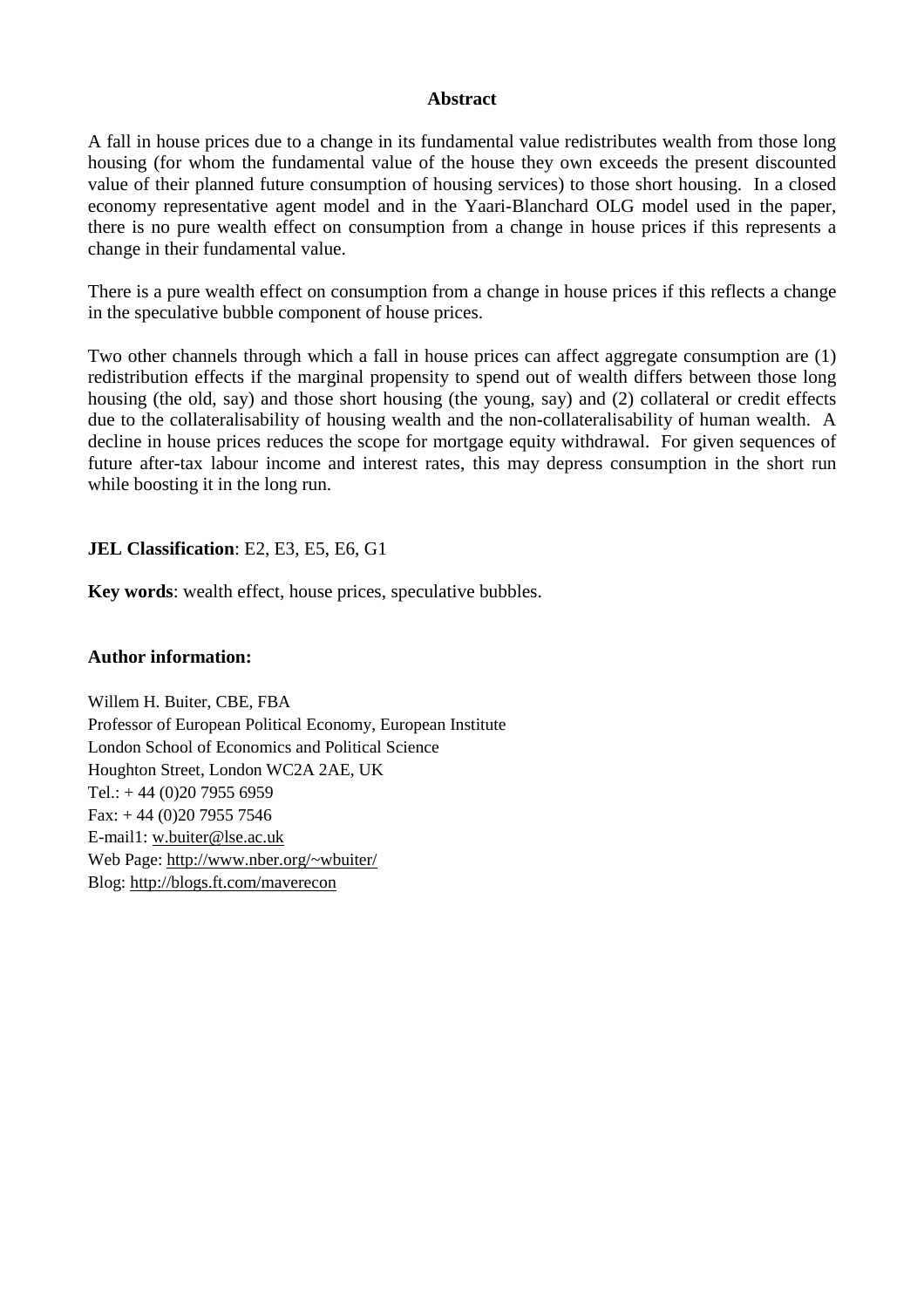## Abstract

A fall in house prices due to a change in its fundamental value redistributes wealth from those long housing (for whom the fundamental value of the house they own exceeds the present discounted value of their planned future consumption of housing services) to those short housing. In a closed economy representative agent model and in the Yaari-Blanchard OLG model used in the paper, there is no pure wealth effect on consumption from a change in house prices if this represents a change in their fundamental value.

There is a pure wealth effect on consumption from a change in house prices if this reflects a change in the speculative bubble component of house prices.

Two other channels through which a fall in house prices can affect aggregate consumption are (1) redistribution effects if the marginal propensity to spend out of wealth differs between those long housing (the old, say) and those short housing (the young, say) and (2) collateral or credit effects due to the collateralisability of housing wealth and the non-collateralisability of human wealth. A decline in house prices reduces the scope for mortgage equity withdrawal. For given sequences of future after-tax labour income and interest rates, this may depress consumption in the short run while boosting it in the long run.

**JEL Classification**: E2, E3, E5, E6, G1

**Key words**: wealth effect, house prices, speculative bubbles.

**Author information:**

Willem H. Buiter, CBE, FBA
Professor of European Political Economy, European Institute
London School of Economics and Political Science
Houghton Street, London WC2A 2AE, UK
Tel.: + 44 (0)20 7955 6959
Fax: + 44 (0)20 7955 7546
E-mail1: w.buiter@lse.ac.uk
Web Page: http://www.nber.org/~wbuiter/
Blog: http://blogs.ft.com/maverecon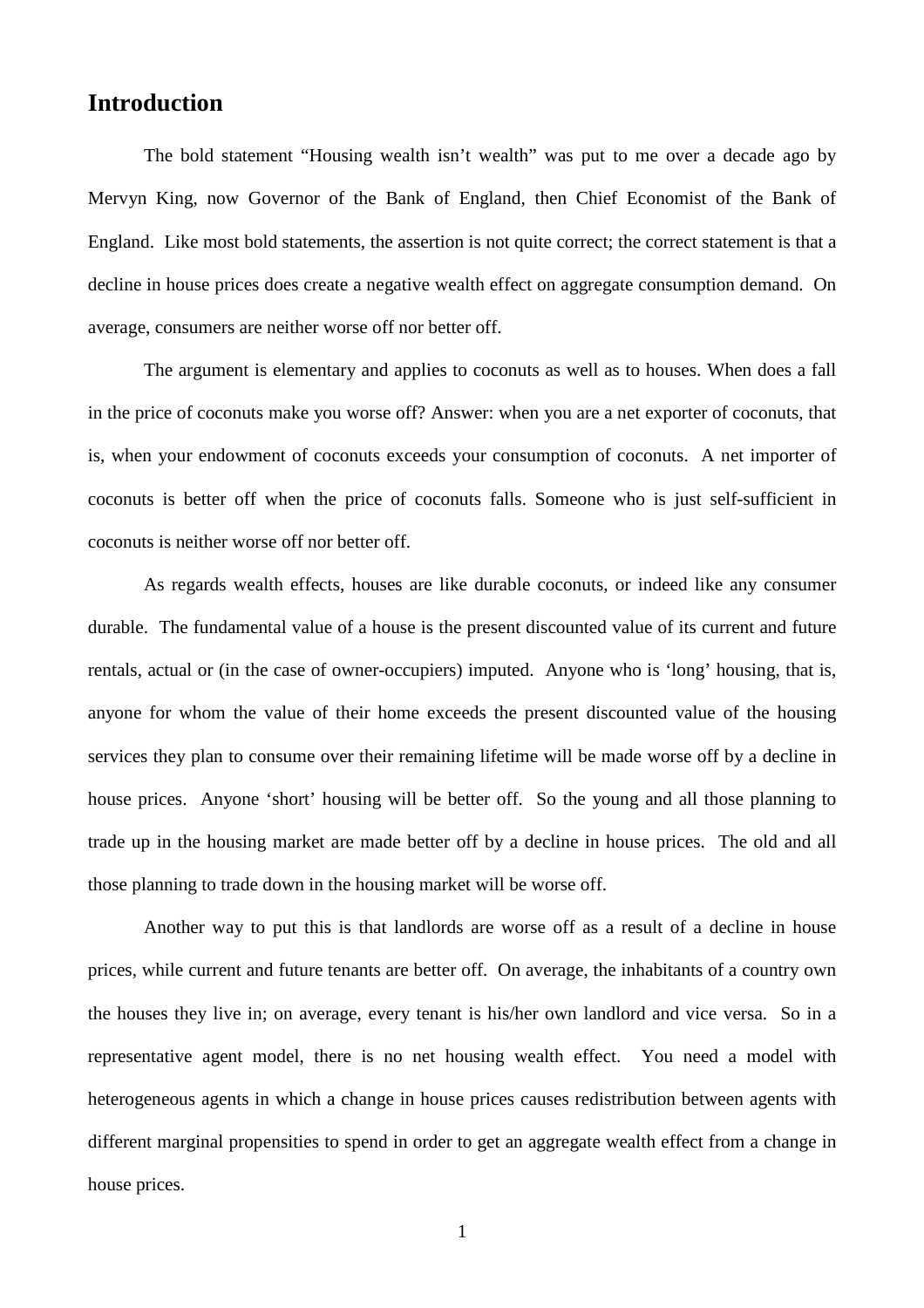## Introduction

The bold statement “Housing wealth isn’t wealth” was put to me over a decade ago by Mervyn King, now Governor of the Bank of England, then Chief Economist of the Bank of England. Like most bold statements, the assertion is not quite correct; the correct statement is that a decline in house prices does create a negative wealth effect on aggregate consumption demand. On average, consumers are neither worse off nor better off.

The argument is elementary and applies to coconuts as well as to houses. When does a fall in the price of coconuts make you worse off? Answer: when you are a net exporter of coconuts, that is, when your endowment of coconuts exceeds your consumption of coconuts. A net importer of coconuts is better off when the price of coconuts falls. Someone who is just self-sufficient in coconuts is neither worse off nor better off.

As regards wealth effects, houses are like durable coconuts, or indeed like any consumer durable. The fundamental value of a house is the present discounted value of its current and future rentals, actual or (in the case of owner-occupiers) imputed. Anyone who is ‘long’ housing, that is, anyone for whom the value of their home exceeds the present discounted value of the housing services they plan to consume over their remaining lifetime will be made worse off by a decline in house prices. Anyone ‘short’ housing will be better off. So the young and all those planning to trade up in the housing market are made better off by a decline in house prices. The old and all those planning to trade down in the housing market will be worse off.

Another way to put this is that landlords are worse off as a result of a decline in house prices, while current and future tenants are better off. On average, the inhabitants of a country own the houses they live in; on average, every tenant is his/her own landlord and vice versa. So in a representative agent model, there is no net housing wealth effect. You need a model with heterogeneous agents in which a change in house prices causes redistribution between agents with different marginal propensities to spend in order to get an aggregate wealth effect from a change in house prices.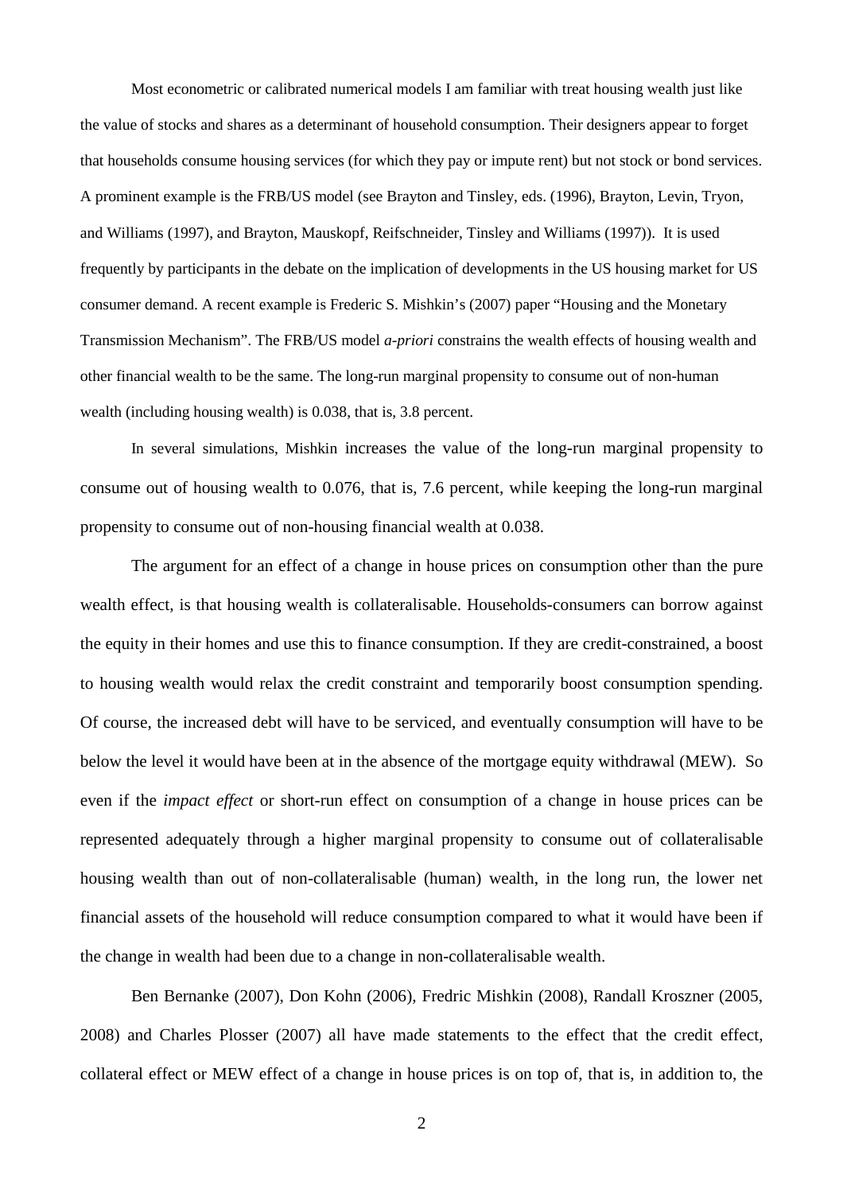Most econometric or calibrated numerical models I am familiar with treat housing wealth just like the value of stocks and shares as a determinant of household consumption. Their designers appear to forget that households consume housing services (for which they pay or impute rent) but not stock or bond services. A prominent example is the FRB/US model (see Brayton and Tinsley, eds. (1996), Brayton, Levin, Tryon, and Williams (1997), and Brayton, Mauskopf, Reifschneider, Tinsley and Williams (1997)). It is used frequently by participants in the debate on the implication of developments in the US housing market for US consumer demand. A recent example is Frederic S. Mishkin's (2007) paper "Housing and the Monetary Transmission Mechanism". The FRB/US model *a-priori* constrains the wealth effects of housing wealth and other financial wealth to be the same. The long-run marginal propensity to consume out of non-human wealth (including housing wealth) is 0.038, that is, 3.8 percent.

In several simulations, Mishkin increases the value of the long-run marginal propensity to consume out of housing wealth to 0.076, that is, 7.6 percent, while keeping the long-run marginal propensity to consume out of non-housing financial wealth at 0.038.

The argument for an effect of a change in house prices on consumption other than the pure wealth effect, is that housing wealth is collateralisable. Households-consumers can borrow against the equity in their homes and use this to finance consumption. If they are credit-constrained, a boost to housing wealth would relax the credit constraint and temporarily boost consumption spending. Of course, the increased debt will have to be serviced, and eventually consumption will have to be below the level it would have been at in the absence of the mortgage equity withdrawal (MEW). So even if the *impact effect* or short-run effect on consumption of a change in house prices can be represented adequately through a higher marginal propensity to consume out of collateralisable housing wealth than out of non-collateralisable (human) wealth, in the long run, the lower net financial assets of the household will reduce consumption compared to what it would have been if the change in wealth had been due to a change in non-collateralisable wealth.

Ben Bernanke (2007), Don Kohn (2006), Fredric Mishkin (2008), Randall Kroszner (2005, 2008) and Charles Plosser (2007) all have made statements to the effect that the credit effect, collateral effect or MEW effect of a change in house prices is on top of, that is, in addition to, the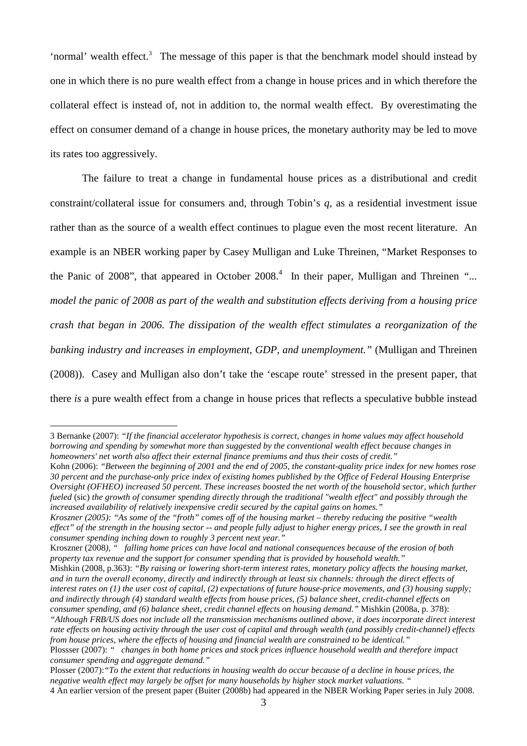'normal' wealth effect.[3] The message of this paper is that the benchmark model should instead by one in which there is no pure wealth effect from a change in house prices and in which therefore the collateral effect is instead of, not in addition to, the normal wealth effect. By overestimating the effect on consumer demand of a change in house prices, the monetary authority may be led to move its rates too aggressively.

The failure to treat a change in fundamental house prices as a distributional and credit constraint/collateral issue for consumers and, through Tobin's *q*, as a residential investment issue rather than as the source of a wealth effect continues to plague even the most recent literature. An example is an NBER working paper by Casey Mulligan and Luke Threinen, "Market Responses to the Panic of 2008", that appeared in October 2008.[4] In their paper, Mulligan and Threinen "*... model the panic of 2008 as part of the wealth and substitution effects deriving from a housing price crash that began in 2006. The dissipation of the wealth effect stimulates a reorganization of the banking industry and increases in employment, GDP, and unemployment.*" (Mulligan and Threinen (2008)). Casey and Mulligan also don't take the 'escape route' stressed in the present paper, that there *is* a pure wealth effect from a change in house prices that reflects a speculative bubble instead

---

3 Bernanke (2007): *"If the financial accelerator hypothesis is correct, changes in home values may affect household borrowing and spending by somewhat more than suggested by the conventional wealth effect because changes in homeowners' net worth also affect their external finance premiums and thus their costs of credit."*
Kohn (2006): *"Between the beginning of 2001 and the end of 2005, the constant-quality price index for new homes rose 30 percent and the purchase-only price index of existing homes published by the Office of Federal Housing Enterprise Oversight (OFHEO) increased 50 percent. These increases boosted the net worth of the household sector, which further fueled* (sic) *the growth of consumer spending directly through the traditional "wealth effect" and possibly through the increased availability of relatively inexpensive credit secured by the capital gains on homes."*
*Kroszner (2005): "As some of the "froth" comes off of the housing market – thereby reducing the positive "wealth effect" of the strength in the housing sector -- and people fully adjust to higher energy prices, I see the growth in real consumer spending inching down to roughly 3 percent next year."*
Kroszner (2008*), " falling home prices can have local and national consequences because of the erosion of both property tax revenue and the support for consumer spending that is provided by household wealth."*
Mishkin (2008, p.363): *"By raising or lowering short-term interest rates, monetary policy affects the housing market, and in turn the overall economy, directly and indirectly through at least six channels: through the direct effects of interest rates on (1) the user cost of capital, (2) expectations of future house-price movements, and (3) housing supply; and indirectly through (4) standard wealth effects from house prices, (5) balance sheet, credit-channel effects on consumer spending, and (6) balance sheet, credit channel effects on housing demand."* Mishkin (2008a, p. 378): *"Although FRB/US does not include all the transmission mechanisms outlined above, it does incorporate direct interest rate effects on housing activity through the user cost of capital and through wealth (and possibly credit-channel) effects from house prices, where the effects of housing and financial wealth are constrained to be identical."*
Plossser (2007): *" changes in both home prices and stock prices influence household wealth and therefore impact consumer spending and aggregate demand."*
Plosser (2007):*"To the extent that reductions in housing wealth do occur because of a decline in house prices, the negative wealth effect may largely be offset for many households by higher stock market valuations. "*
4 An earlier version of the present paper (Buiter (2008b) had appeared in the NBER Working Paper series in July 2008.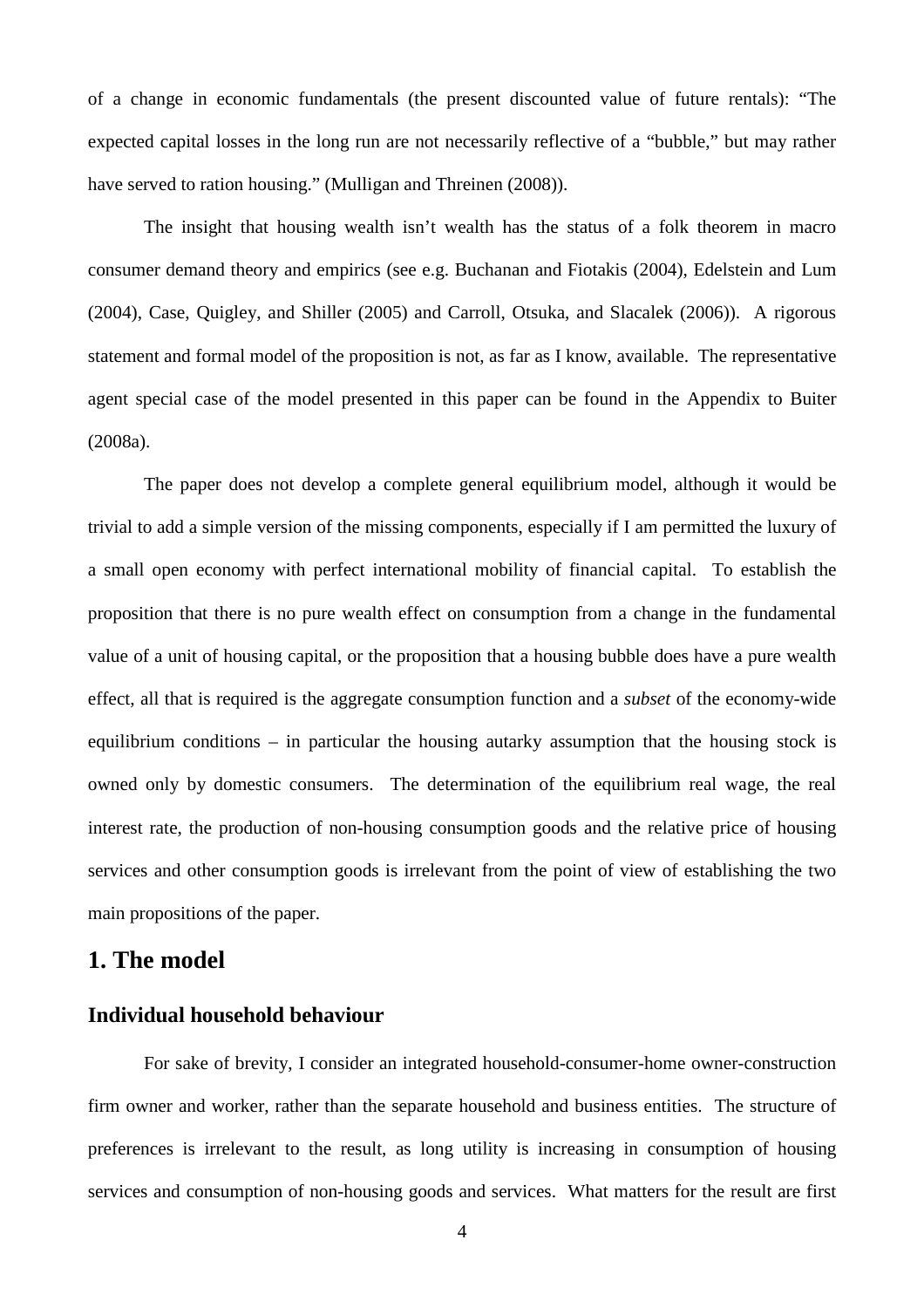of a change in economic fundamentals (the present discounted value of future rentals): "The expected capital losses in the long run are not necessarily reflective of a "bubble," but may rather have served to ration housing." (Mulligan and Threinen (2008)).

The insight that housing wealth isn't wealth has the status of a folk theorem in macro consumer demand theory and empirics (see e.g. Buchanan and Fiotakis (2004), Edelstein and Lum (2004), Case, Quigley, and Shiller (2005) and Carroll, Otsuka, and Slacalek (2006)). A rigorous statement and formal model of the proposition is not, as far as I know, available. The representative agent special case of the model presented in this paper can be found in the Appendix to Buiter (2008a).

The paper does not develop a complete general equilibrium model, although it would be trivial to add a simple version of the missing components, especially if I am permitted the luxury of a small open economy with perfect international mobility of financial capital. To establish the proposition that there is no pure wealth effect on consumption from a change in the fundamental value of a unit of housing capital, or the proposition that a housing bubble does have a pure wealth effect, all that is required is the aggregate consumption function and a *subset* of the economy-wide equilibrium conditions – in particular the housing autarky assumption that the housing stock is owned only by domestic consumers. The determination of the equilibrium real wage, the real interest rate, the production of non-housing consumption goods and the relative price of housing services and other consumption goods is irrelevant from the point of view of establishing the two main propositions of the paper.

# 1. The model

## Individual household behaviour

For sake of brevity, I consider an integrated household-consumer-home owner-construction firm owner and worker, rather than the separate household and business entities. The structure of preferences is irrelevant to the result, as long utility is increasing in consumption of housing services and consumption of non-housing goods and services. What matters for the result are first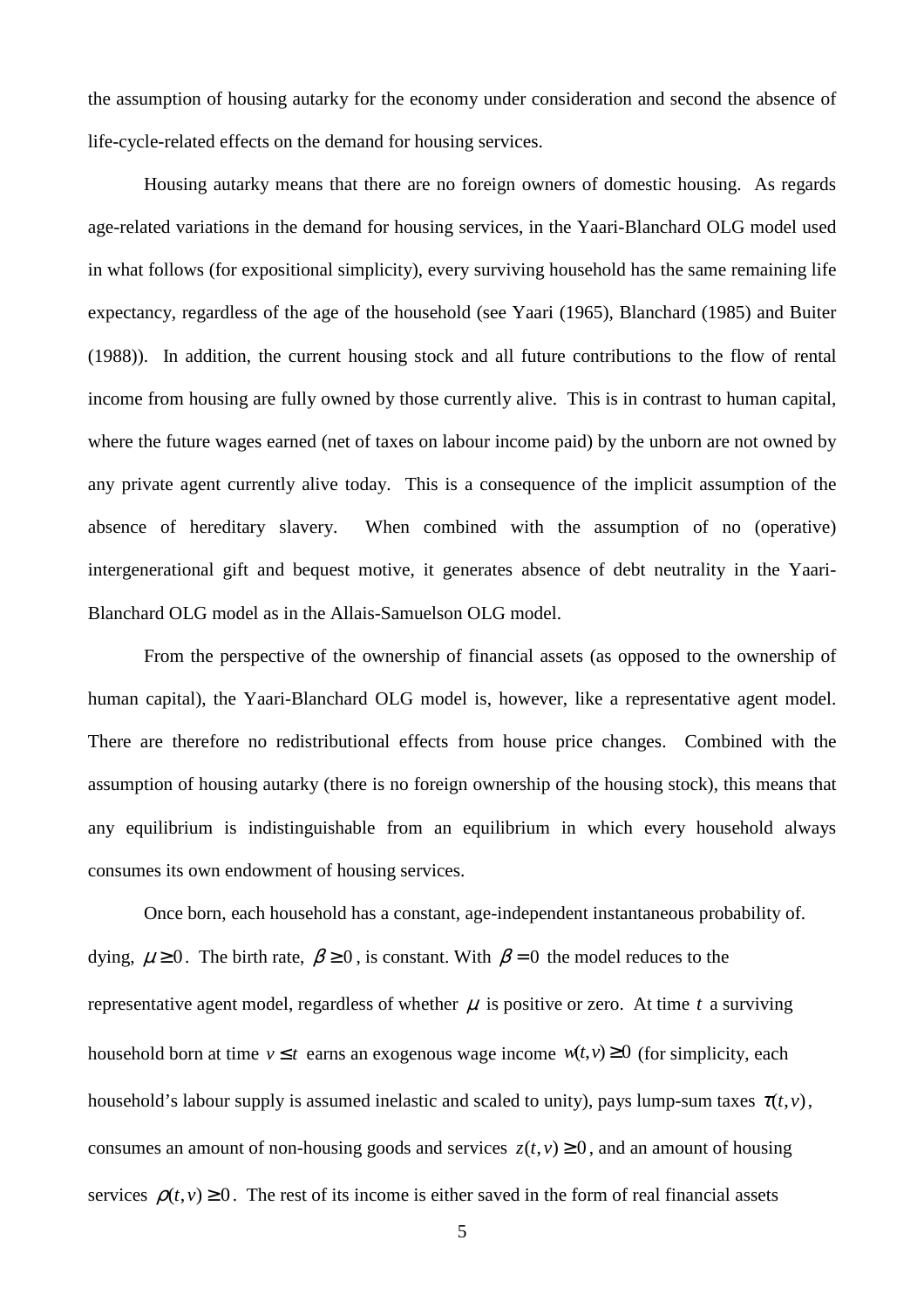the assumption of housing autarky for the economy under consideration and second the absence of life-cycle-related effects on the demand for housing services.

Housing autarky means that there are no foreign owners of domestic housing. As regards age-related variations in the demand for housing services, in the Yaari-Blanchard OLG model used in what follows (for expositional simplicity), every surviving household has the same remaining life expectancy, regardless of the age of the household (see Yaari (1965), Blanchard (1985) and Buiter (1988)). In addition, the current housing stock and all future contributions to the flow of rental income from housing are fully owned by those currently alive. This is in contrast to human capital, where the future wages earned (net of taxes on labour income paid) by the unborn are not owned by any private agent currently alive today. This is a consequence of the implicit assumption of the absence of hereditary slavery. When combined with the assumption of no (operative) intergenerational gift and bequest motive, it generates absence of debt neutrality in the Yaari-Blanchard OLG model as in the Allais-Samuelson OLG model.

From the perspective of the ownership of financial assets (as opposed to the ownership of human capital), the Yaari-Blanchard OLG model is, however, like a representative agent model. There are therefore no redistributional effects from house price changes. Combined with the assumption of housing autarky (there is no foreign ownership of the housing stock), this means that any equilibrium is indistinguishable from an equilibrium in which every household always consumes its own endowment of housing services.

Once born, each household has a constant, age-independent instantaneous probability of. dying, $\mu \geq 0$. The birth rate, $\beta \geq 0$, is constant. With $\beta = 0$ the model reduces to the representative agent model, regardless of whether $\mu$ is positive or zero. At time $t$ a surviving household born at time $v \leq t$ earns an exogenous wage income $w(t,v) \geq 0$ (for simplicity, each household's labour supply is assumed inelastic and scaled to unity), pays lump-sum taxes $\tau(t,v)$, consumes an amount of non-housing goods and services $z(t,v) \geq 0$, and an amount of housing services $\rho(t,v) \geq 0$. The rest of its income is either saved in the form of real financial assets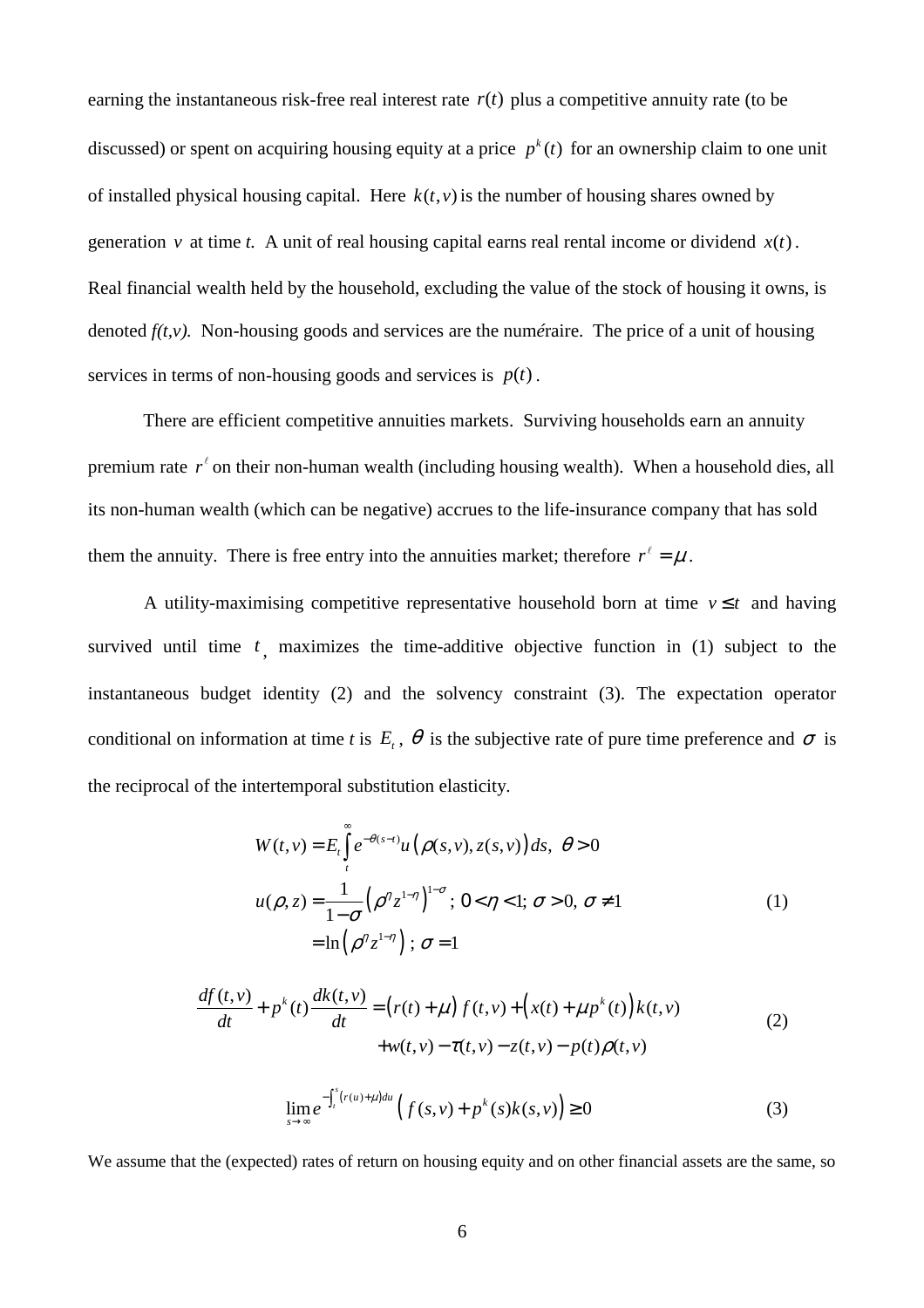earning the instantaneous risk-free real interest rate $r(t)$ plus a competitive annuity rate (to be discussed) or spent on acquiring housing equity at a price $p^k(t)$ for an ownership claim to one unit of installed physical housing capital. Here $k(t,v)$ is the number of housing shares owned by generation $v$ at time *t.* A unit of real housing capital earns real rental income or dividend $x(t)$. Real financial wealth held by the household, excluding the value of the stock of housing it owns, is denoted *f(t,v).* Non-housing goods and services are the numéraire. The price of a unit of housing services in terms of non-housing goods and services is $p(t)$.

There are efficient competitive annuities markets. Surviving households earn an annuity premium rate $r^{\ell}$ on their non-human wealth (including housing wealth). When a household dies, all its non-human wealth (which can be negative) accrues to the life-insurance company that has sold them the annuity. There is free entry into the annuities market; therefore $r^{\ell} = \mu$.

A utility-maximising competitive representative household born at time $v \le t$ and having survived until time $t$, maximizes the time-additive objective function in (1) subject to the instantaneous budget identity (2) and the solvency constraint (3). The expectation operator conditional on information at time *t* is $E_t$, $\theta$ is the subjective rate of pure time preference and $\sigma$ is the reciprocal of the intertemporal substitution elasticity.

$$
\begin{aligned}
W(t,v) &= E_t \int_t^{\infty} e^{-\theta(s-t)} u\left(\rho(s,v), z(s,v)\right) ds, \;\; \theta > 0 \\
u(\rho, z) &= \frac{1}{1-\sigma}\left(\rho^{\eta} z^{1-\eta}\right)^{1-\sigma}; \; 0 < \eta < 1; \; \sigma > 0, \; \sigma \neq 1 \\
&= \ln\left(\rho^{\eta} z^{1-\eta}\right); \; \sigma = 1
\end{aligned} \tag{1}
$$

$$
\begin{aligned}
\frac{df(t,v)}{dt} + p^k(t)\frac{dk(t,v)}{dt} &= \left(r(t) + \mu\right) f(t,v) + \left(x(t) + \mu p^k(t)\right) k(t,v) \\
&\quad + w(t,v) - \tau(t,v) - z(t,v) - p(t)\rho(t,v)
\end{aligned} \tag{2}
$$

$$
\lim_{s \to \infty} e^{-\int_t^s (r(u)+\mu) du} \left( f(s,v) + p^k(s) k(s,v) \right) \ge 0 \tag{3}
$$

We assume that the (expected) rates of return on housing equity and on other financial assets are the same, so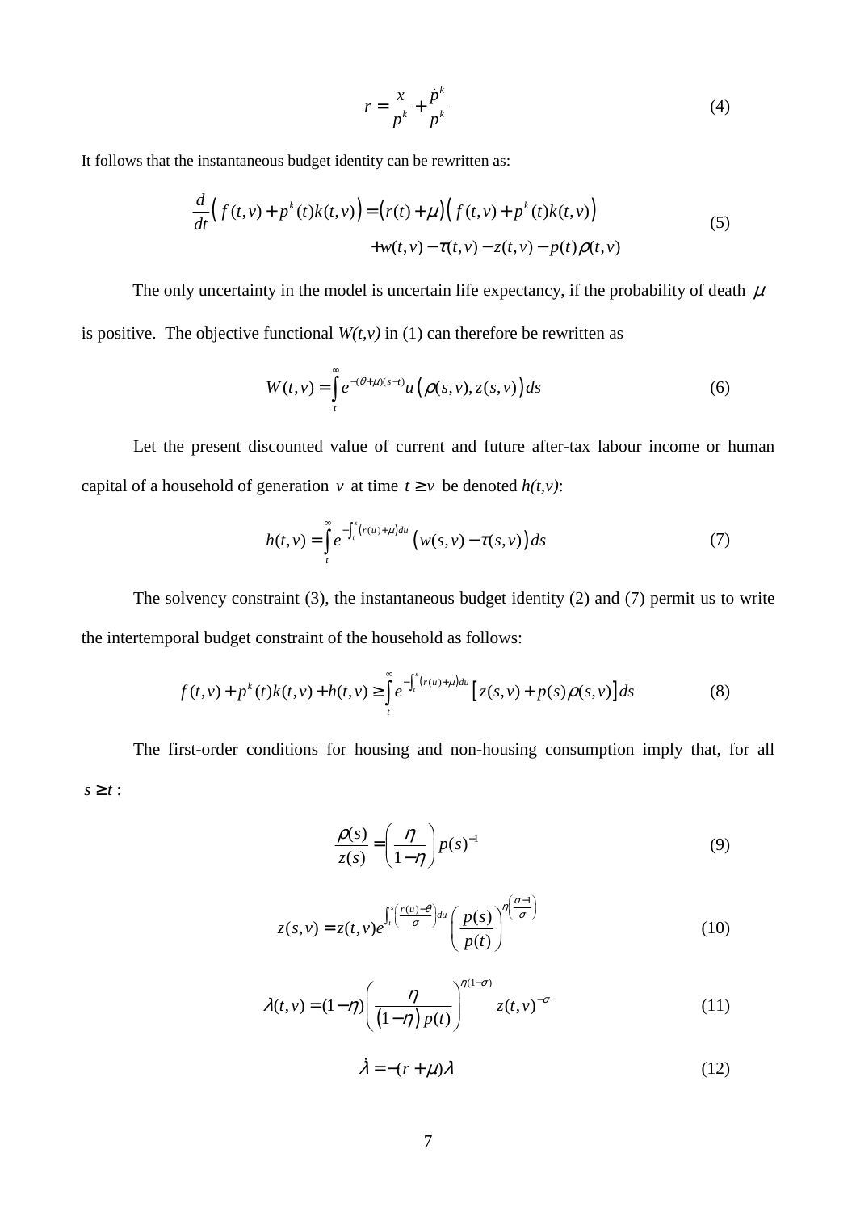$$r = \frac{x}{p^k} + \frac{\dot{p}^k}{p^k} \tag{4}$$

It follows that the instantaneous budget identity can be rewritten as:

$$\begin{aligned} \frac{d}{dt}\Big( f(t,v) + p^k(t)k(t,v) \Big) &= \big(r(t) + \mu\big)\Big( f(t,v) + p^k(t)k(t,v) \Big) \\ &\quad + w(t,v) - \tau(t,v) - z(t,v) - p(t)\rho(t,v) \end{aligned} \tag{5}$$

The only uncertainty in the model is uncertain life expectancy, if the probability of death $\mu$ is positive. The objective functional $W(t,v)$ in (1) can therefore be rewritten as

$$W(t,v) = \int_t^{\infty} e^{-(\theta+\mu)(s-t)} u\Big(\rho(s,v), z(s,v)\Big) ds \tag{6}$$

Let the present discounted value of current and future after-tax labour income or human capital of a household of generation $v$ at time $t \geq v$ be denoted $h(t,v)$:

$$h(t,v) = \int_t^{\infty} e^{-\int_t^s (r(u)+\mu)du} \Big( w(s,v) - \tau(s,v) \Big) ds \tag{7}$$

The solvency constraint (3), the instantaneous budget identity (2) and (7) permit us to write the intertemporal budget constraint of the household as follows:

$$f(t,v) + p^k(t)k(t,v) + h(t,v) \geq \int_t^{\infty} e^{-\int_t^s (r(u)+\mu)du} \Big[ z(s,v) + p(s)\rho(s,v) \Big] ds \tag{8}$$

The first-order conditions for housing and non-housing consumption imply that, for all $s \geq t$:

$$\frac{\rho(s)}{z(s)} = \left( \frac{\eta}{1-\eta} \right) p(s)^{-1} \tag{9}$$

$$z(s,v) = z(t,v) e^{\int_t^s \left( \frac{r(u)-\theta}{\sigma} \right) du} \left( \frac{p(s)}{p(t)} \right)^{\eta\left( \frac{\sigma-1}{\sigma} \right)} \tag{10}$$

$$\lambda(t,v) = (1-\eta) \left( \frac{\eta}{\big(1-\eta\big)p(t)} \right)^{\eta(1-\sigma)} z(t,v)^{-\sigma} \tag{11}$$

$$\dot{\lambda} = -(r+\mu)\lambda \tag{12}$$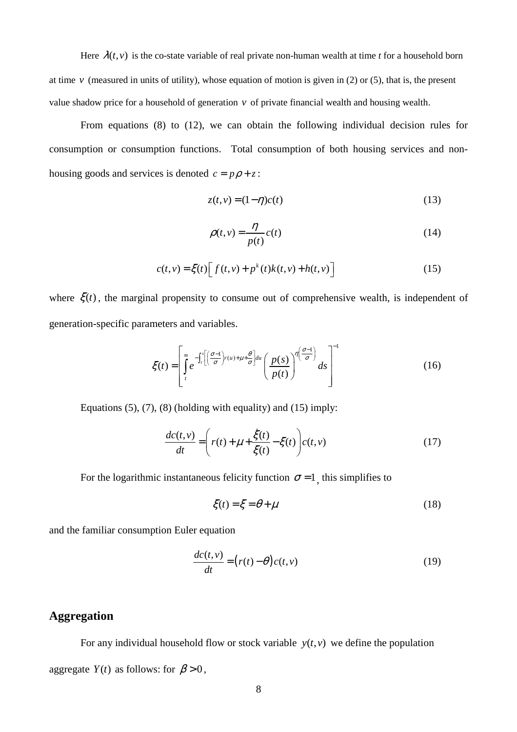Here $\lambda(t,v)$ is the co-state variable of real private non-human wealth at time *t* for a household born at time $v$ (measured in units of utility), whose equation of motion is given in (2) or (5), that is, the present value shadow price for a household of generation $v$ of private financial wealth and housing wealth.

From equations (8) to (12), we can obtain the following individual decision rules for consumption or consumption functions. Total consumption of both housing services and non-housing goods and services is denoted $c = p\rho + z$:

$$z(t,v) = (1-\eta)c(t) \tag{13}$$

$$\rho(t,v) = \frac{\eta}{p(t)}c(t) \tag{14}$$

$$c(t,v) = \xi(t)\left[\, f(t,v) + p^{k}(t)k(t,v) + h(t,v)\right] \tag{15}$$

where $\xi(t)$, the marginal propensity to consume out of comprehensive wealth, is independent of generation-specific parameters and variables.

$$\xi(t) = \left[\int_{t}^{\infty} e^{-\int_{t}^{s}\left[\left(\frac{\sigma-1}{\sigma}\right)r(u)+\mu+\frac{\theta}{\sigma}\right]du}\left(\frac{p(s)}{p(t)}\right)^{\eta\left(\frac{\sigma-1}{\sigma}\right)} ds\right]^{-1} \tag{16}$$

Equations (5), (7), (8) (holding with equality) and (15) imply:

$$\frac{dc(t,v)}{dt} = \left(r(t) + \mu + \frac{\dot{\xi}(t)}{\xi(t)} - \xi(t)\right)c(t,v) \tag{17}$$

For the logarithmic instantaneous felicity function $\sigma = 1$, this simplifies to

$$\xi(t) = \xi = \theta + \mu \tag{18}$$

and the familiar consumption Euler equation

$$\frac{dc(t,v)}{dt} = \left(r(t) - \theta\right)c(t,v) \tag{19}$$

## Aggregation

For any individual household flow or stock variable $y(t,v)$ we define the population aggregate $Y(t)$ as follows: for $\beta > 0$,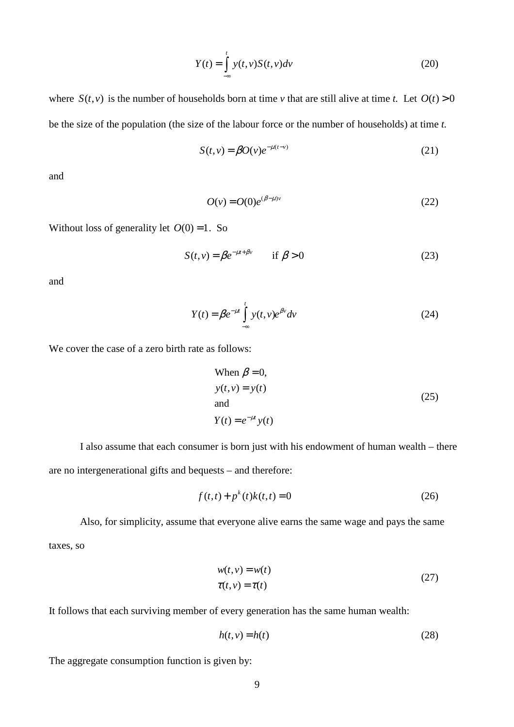$$Y(t) = \int_{-\infty}^{t} y(t,v)S(t,v)dv \tag{20}$$

where $S(t,v)$ is the number of households born at time *v* that are still alive at time *t*. Let $O(t) > 0$ be the size of the population (the size of the labour force or the number of households) at time *t*.

$$S(t,v) = \beta O(v)e^{-\mu(t-v)} \tag{21}$$

and

$$O(v) = O(0)e^{(\beta-\mu)v} \tag{22}$$

Without loss of generality let $O(0) = 1$. So

$$S(t,v) = \beta e^{-\mu t + \beta v} \qquad \text{if } \beta > 0 \tag{23}$$

and

$$Y(t) = \beta e^{-\mu t}\int_{-\infty}^{t} y(t,v)e^{\beta v}dv \tag{24}$$

We cover the case of a zero birth rate as follows:

$$\begin{aligned}
&\text{When } \beta = 0,\\
&y(t,v) = y(t)\\
&\text{and}\\
&Y(t) = e^{-\mu t}y(t)
\end{aligned} \tag{25}$$

I also assume that each consumer is born just with his endowment of human wealth – there are no intergenerational gifts and bequests – and therefore:

$$f(t,t) + p^k(t)k(t,t) = 0 \tag{26}$$

Also, for simplicity, assume that everyone alive earns the same wage and pays the same taxes, so

$$\begin{aligned}
w(t,v) &= w(t)\\
\tau(t,v) &= \tau(t)
\end{aligned} \tag{27}$$

It follows that each surviving member of every generation has the same human wealth:

$$h(t,v) = h(t) \tag{28}$$

The aggregate consumption function is given by: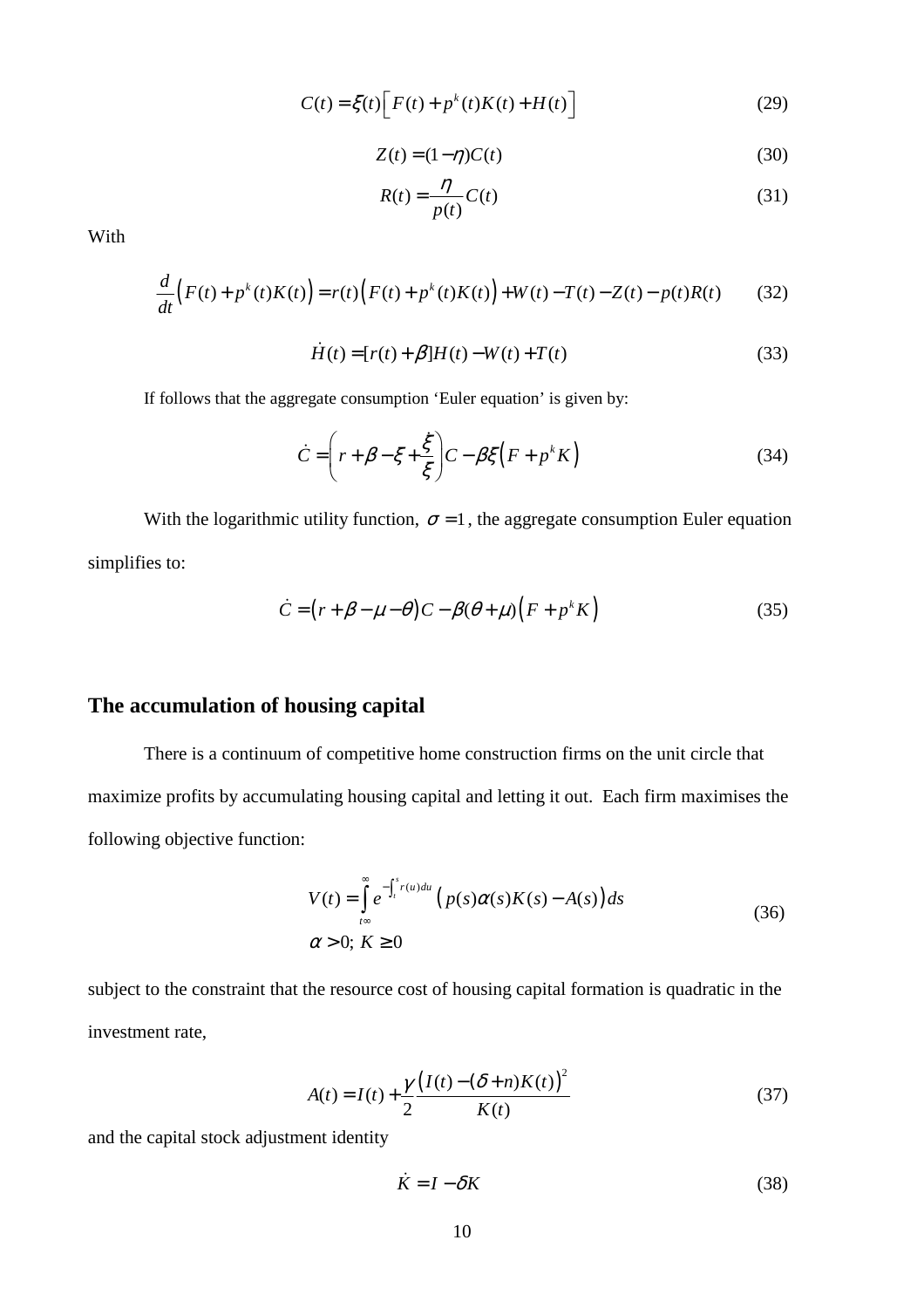$$C(t) = \xi(t)\left[F(t) + p^k(t)K(t) + H(t)\right] \tag{29}$$

$$Z(t) = (1-\eta)C(t) \tag{30}$$

$$R(t) = \frac{\eta}{p(t)}C(t) \tag{31}$$

With

$$\frac{d}{dt}\left(F(t) + p^k(t)K(t)\right) = r(t)\left(F(t) + p^k(t)K(t)\right) + W(t) - T(t) - Z(t) - p(t)R(t) \tag{32}$$

$$\dot{H}(t) = [r(t) + \beta]H(t) - W(t) + T(t) \tag{33}$$

If follows that the aggregate consumption 'Euler equation' is given by:

$$\dot{C} = \left(r + \beta - \xi + \frac{\dot{\xi}}{\xi}\right)C - \beta\xi\left(F + p^k K\right) \tag{34}$$

With the logarithmic utility function, $\sigma = 1$, the aggregate consumption Euler equation simplifies to:

$$\dot{C} = \left(r + \beta - \mu - \theta\right)C - \beta(\theta + \mu)\left(F + p^k K\right) \tag{35}$$

## The accumulation of housing capital

There is a continuum of competitive home construction firms on the unit circle that maximize profits by accumulating housing capital and letting it out. Each firm maximises the following objective function:

$$V(t) = \int_{t}^{\infty} e^{-\int_t^s r(u)du}\left(p(s)\alpha(s)K(s) - A(s)\right)ds$$
$$\alpha > 0;\ K \geq 0 \tag{36}$$

subject to the constraint that the resource cost of housing capital formation is quadratic in the investment rate,

$$A(t) = I(t) + \frac{\gamma}{2}\frac{\left(I(t) - (\delta + n)K(t)\right)^2}{K(t)} \tag{37}$$

and the capital stock adjustment identity

$$\dot{K} = I - \delta K \tag{38}$$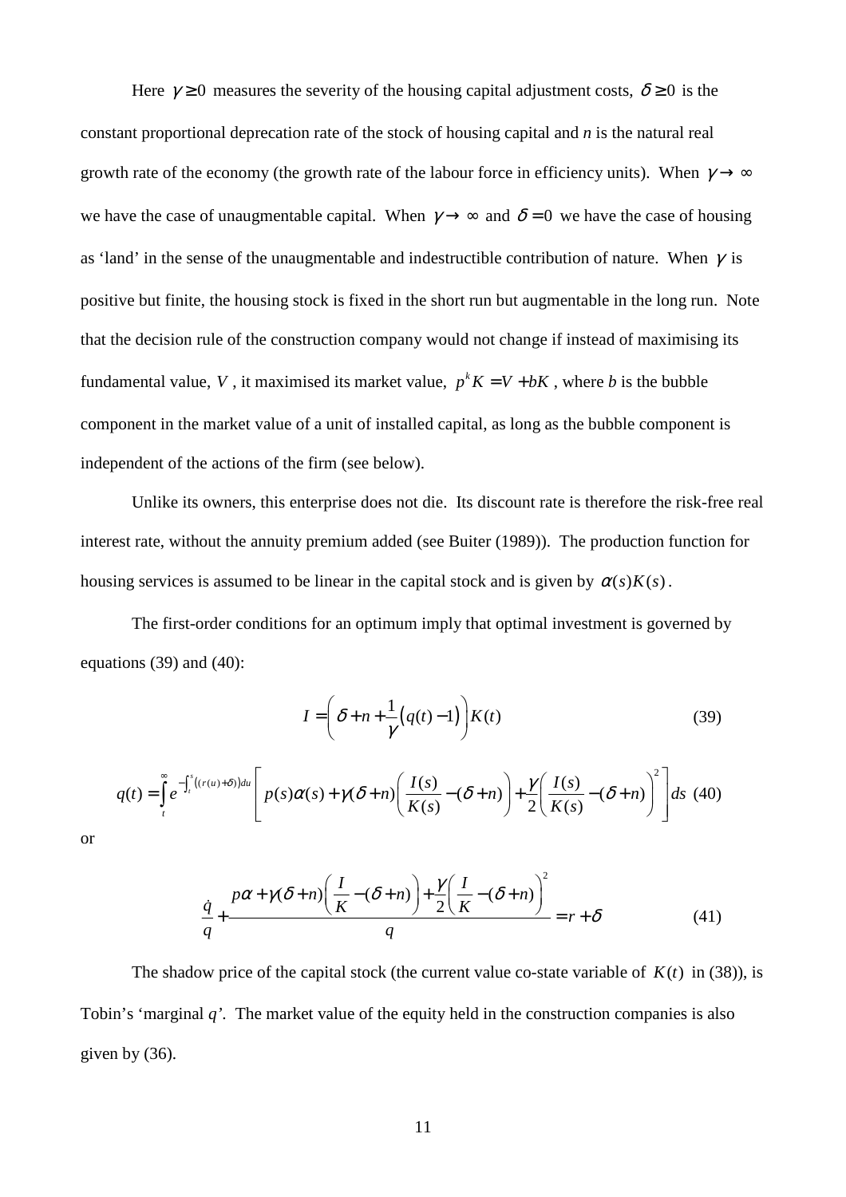Here $\gamma \geq 0$ measures the severity of the housing capital adjustment costs, $\delta \geq 0$ is the constant proportional deprecation rate of the stock of housing capital and *n* is the natural real growth rate of the economy (the growth rate of the labour force in efficiency units). When $\gamma \to \infty$ we have the case of unaugmentable capital. When $\gamma \to \infty$ and $\delta = 0$ we have the case of housing as 'land' in the sense of the unaugmentable and indestructible contribution of nature. When $\gamma$ is positive but finite, the housing stock is fixed in the short run but augmentable in the long run. Note that the decision rule of the construction company would not change if instead of maximising its fundamental value, $V$, it maximised its market value, $p^k K = V + bK$, where *b* is the bubble component in the market value of a unit of installed capital, as long as the bubble component is independent of the actions of the firm (see below).

Unlike its owners, this enterprise does not die. Its discount rate is therefore the risk-free real interest rate, without the annuity premium added (see Buiter (1989)). The production function for housing services is assumed to be linear in the capital stock and is given by $\alpha(s)K(s)$.

The first-order conditions for an optimum imply that optimal investment is governed by equations (39) and (40):

$$I = \left(\delta + n + \frac{1}{\gamma}\big(q(t) - 1\big)\right)K(t) \tag{39}$$

$$q(t) = \int_t^\infty e^{-\int_t^s \left(r(u)+\delta\right)du}\left[p(s)\alpha(s) + \gamma(\delta+n)\left(\frac{I(s)}{K(s)} - (\delta+n)\right) + \frac{\gamma}{2}\left(\frac{I(s)}{K(s)} - (\delta+n)\right)^2\right]ds \tag{40}$$

or

$$\frac{\dot{q}}{q} + \frac{p\alpha + \gamma(\delta+n)\left(\dfrac{I}{K} - (\delta+n)\right) + \dfrac{\gamma}{2}\left(\dfrac{I}{K} - (\delta+n)\right)^2}{q} = r + \delta \tag{41}$$

The shadow price of the capital stock (the current value co-state variable of $K(t)$ in (38)), is Tobin's 'marginal *q*'. The market value of the equity held in the construction companies is also given by (36).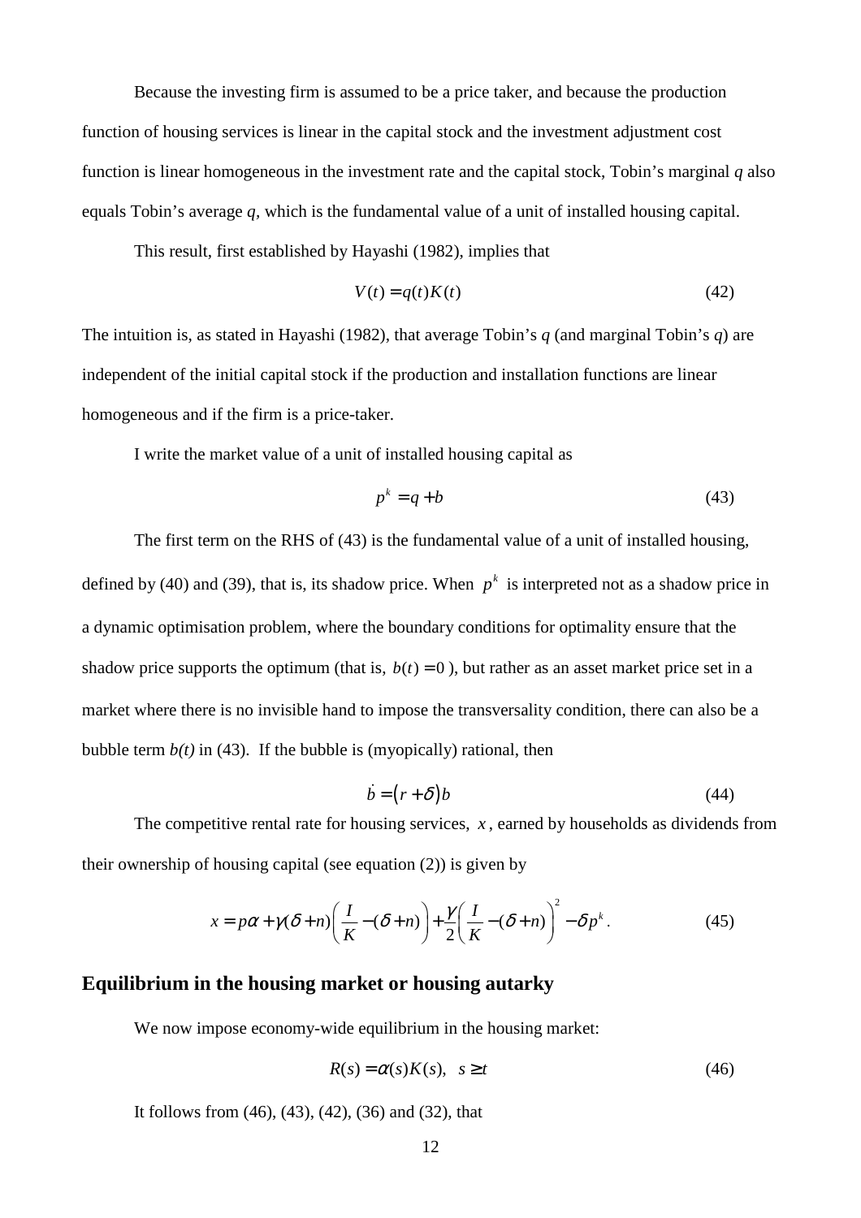Because the investing firm is assumed to be a price taker, and because the production function of housing services is linear in the capital stock and the investment adjustment cost function is linear homogeneous in the investment rate and the capital stock, Tobin's marginal *q* also equals Tobin's average *q*, which is the fundamental value of a unit of installed housing capital.

This result, first established by Hayashi (1982), implies that

$$V(t) = q(t)K(t) \tag{42}$$

The intuition is, as stated in Hayashi (1982), that average Tobin's *q* (and marginal Tobin's *q*) are independent of the initial capital stock if the production and installation functions are linear homogeneous and if the firm is a price-taker.

I write the market value of a unit of installed housing capital as

$$p^k = q + b \tag{43}$$

The first term on the RHS of (43) is the fundamental value of a unit of installed housing, defined by (40) and (39), that is, its shadow price. When $p^k$ is interpreted not as a shadow price in a dynamic optimisation problem, where the boundary conditions for optimality ensure that the shadow price supports the optimum (that is, $b(t) = 0$), but rather as an asset market price set in a market where there is no invisible hand to impose the transversality condition, there can also be a bubble term $b(t)$ in (43). If the bubble is (myopically) rational, then

$$\dot{b} = (r + \delta)b \tag{44}$$

The competitive rental rate for housing services, $x$, earned by households as dividends from their ownership of housing capital (see equation (2)) is given by

$$x = p\alpha + \gamma(\delta + n)\left(\frac{I}{K} - (\delta + n)\right) + \frac{\gamma}{2}\left(\frac{I}{K} - (\delta + n)\right)^2 - \delta p^k. \tag{45}$$

## Equilibrium in the housing market or housing autarky

We now impose economy-wide equilibrium in the housing market:

$$R(s) = \alpha(s)K(s), \quad s \geq t \tag{46}$$

It follows from (46), (43), (42), (36) and (32), that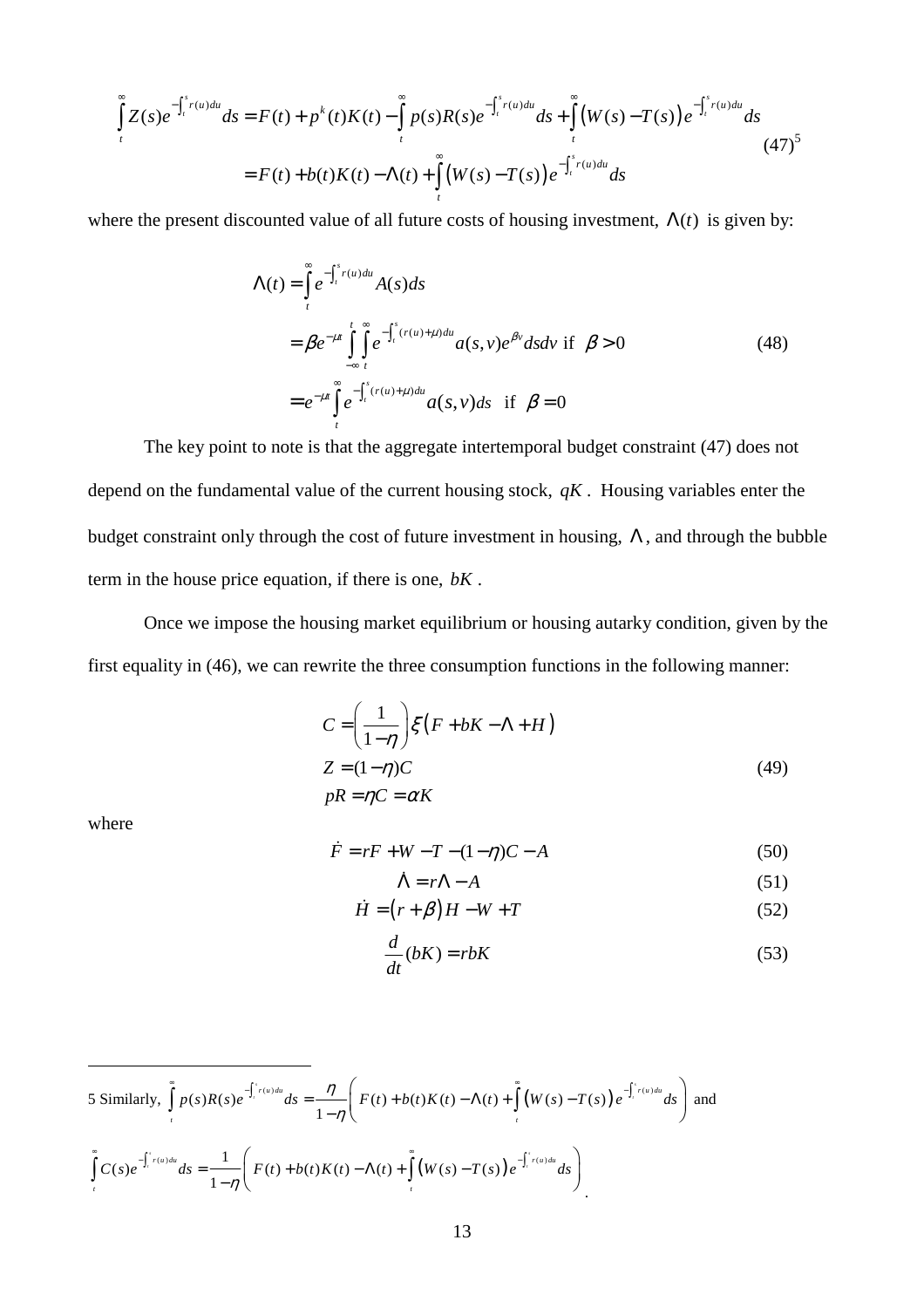$$\int_t^\infty Z(s)e^{-\int_t^s r(u)du}ds = F(t) + p^k(t)K(t) - \int_t^\infty p(s)R(s)e^{-\int_t^s r(u)du}ds + \int_t^\infty \left(W(s) - T(s)\right)e^{-\int_t^s r(u)du}ds$$
$$= F(t) + b(t)K(t) - \Lambda(t) + \int_t^\infty \left(W(s) - T(s)\right)e^{-\int_t^s r(u)du}ds \qquad (47)[5]$$

where the present discounted value of all future costs of housing investment, $\Lambda(t)$ is given by:

$$\Lambda(t) = \int_t^\infty e^{-\int_t^s r(u)du}A(s)ds$$
$$= \beta e^{-\mu t}\int_{-\infty}^{t}\int_t^\infty e^{-\int_t^s (r(u)+\mu)du}a(s,v)e^{\beta v}dsdv \text{ if } \beta > 0 \qquad (48)$$
$$= e^{-\mu t}\int_t^\infty e^{-\int_t^s (r(u)+\mu)du}a(s,v)ds \text{ if } \beta = 0$$

The key point to note is that the aggregate intertemporal budget constraint (47) does not depend on the fundamental value of the current housing stock, $qK$. Housing variables enter the budget constraint only through the cost of future investment in housing, $\Lambda$, and through the bubble term in the house price equation, if there is one, $bK$.

Once we impose the housing market equilibrium or housing autarky condition, given by the first equality in (46), we can rewrite the three consumption functions in the following manner:

$$C = \left(\frac{1}{1-\eta}\right)\xi\left(F + bK - \Lambda + H\right)$$
$$Z = (1-\eta)C \qquad (49)$$
$$pR = \eta C = \alpha K$$

where

$$\dot{F} = rF + W - T - (1-\eta)C - A \qquad (50)$$

$$\dot{\Lambda} = r\Lambda - A \qquad (51)$$

$$\dot{H} = \left(r + \beta\right)H - W + T \qquad (52)$$

$$\frac{d}{dt}(bK) = rbK \qquad (53)$$

---

5 Similarly, $\int_t^\infty p(s)R(s)e^{-\int_t^s r(u)du}ds = \frac{\eta}{1-\eta}\left(F(t) + b(t)K(t) - \Lambda(t) + \int_t^\infty \left(W(s) - T(s)\right)e^{-\int_t^s r(u)du}ds\right)$ and $\int_t^\infty C(s)e^{-\int_t^s r(u)du}ds = \frac{1}{1-\eta}\left(F(t) + b(t)K(t) - \Lambda(t) + \int_t^\infty \left(W(s) - T(s)\right)e^{-\int_t^s r(u)du}ds\right)$.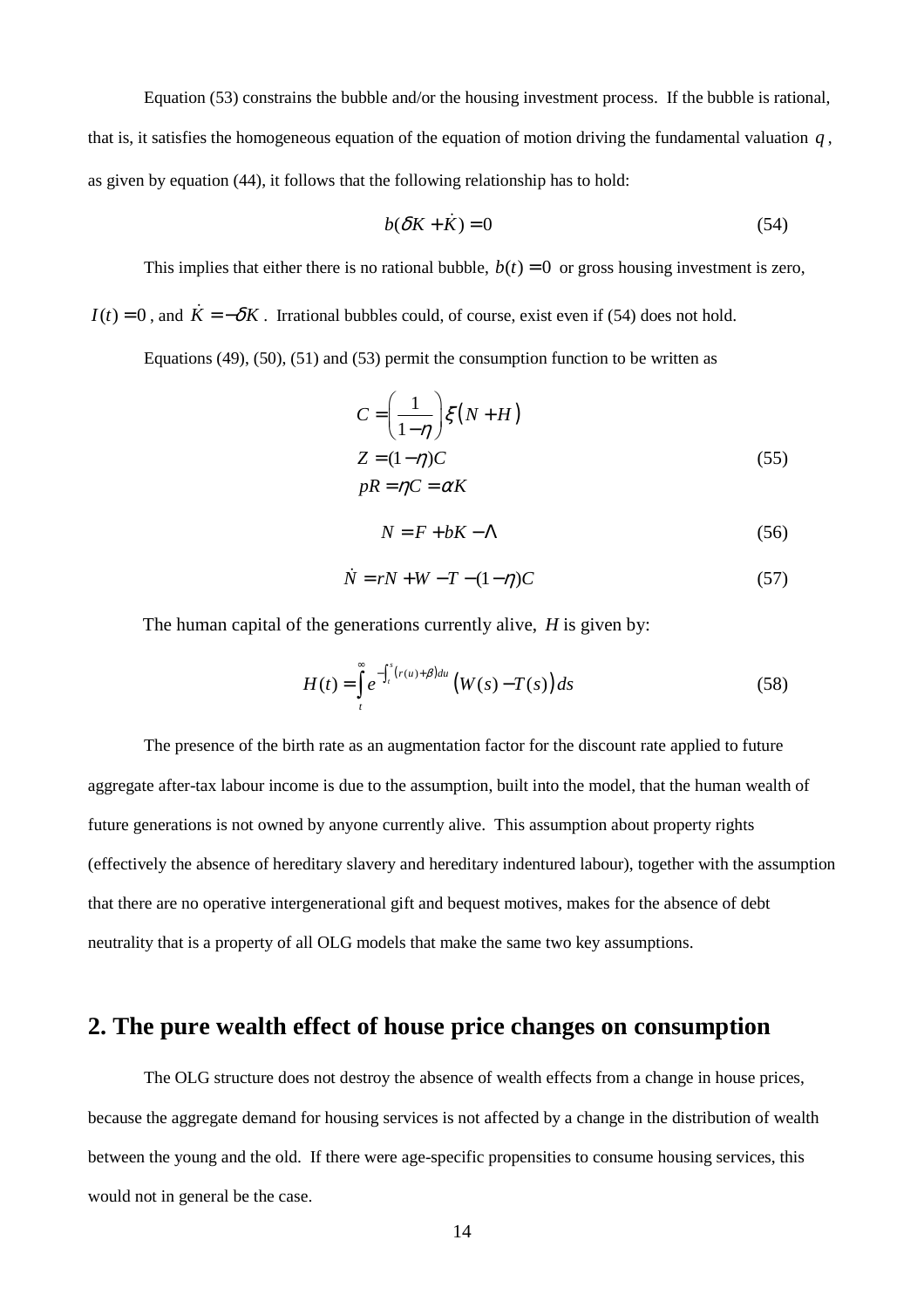Equation (53) constrains the bubble and/or the housing investment process. If the bubble is rational, that is, it satisfies the homogeneous equation of the equation of motion driving the fundamental valuation $q$, as given by equation (44), it follows that the following relationship has to hold:

$$b(\delta K + \dot{K}) = 0 \tag{54}$$

This implies that either there is no rational bubble, $b(t) = 0$ or gross housing investment is zero, $I(t) = 0$, and $\dot{K} = -\delta K$. Irrational bubbles could, of course, exist even if (54) does not hold.

Equations (49), (50), (51) and (53) permit the consumption function to be written as

$$\begin{aligned} C &= \left(\frac{1}{1-\eta}\right)\xi\left(N + H\right) \\ Z &= (1-\eta)C \\ pR &= \eta C = \alpha K \end{aligned} \tag{55}$$

$$N = F + bK - \Lambda \tag{56}$$

$$\dot{N} = rN + W - T - (1-\eta)C \tag{57}$$

The human capital of the generations currently alive, $H$ is given by:

$$H(t) = \int_t^\infty e^{-\int_t^s (r(u)+\beta)du} \left(W(s) - T(s)\right) ds \tag{58}$$

The presence of the birth rate as an augmentation factor for the discount rate applied to future aggregate after-tax labour income is due to the assumption, built into the model, that the human wealth of future generations is not owned by anyone currently alive. This assumption about property rights (effectively the absence of hereditary slavery and hereditary indentured labour), together with the assumption that there are no operative intergenerational gift and bequest motives, makes for the absence of debt neutrality that is a property of all OLG models that make the same two key assumptions.

## 2. The pure wealth effect of house price changes on consumption

The OLG structure does not destroy the absence of wealth effects from a change in house prices, because the aggregate demand for housing services is not affected by a change in the distribution of wealth between the young and the old. If there were age-specific propensities to consume housing services, this would not in general be the case.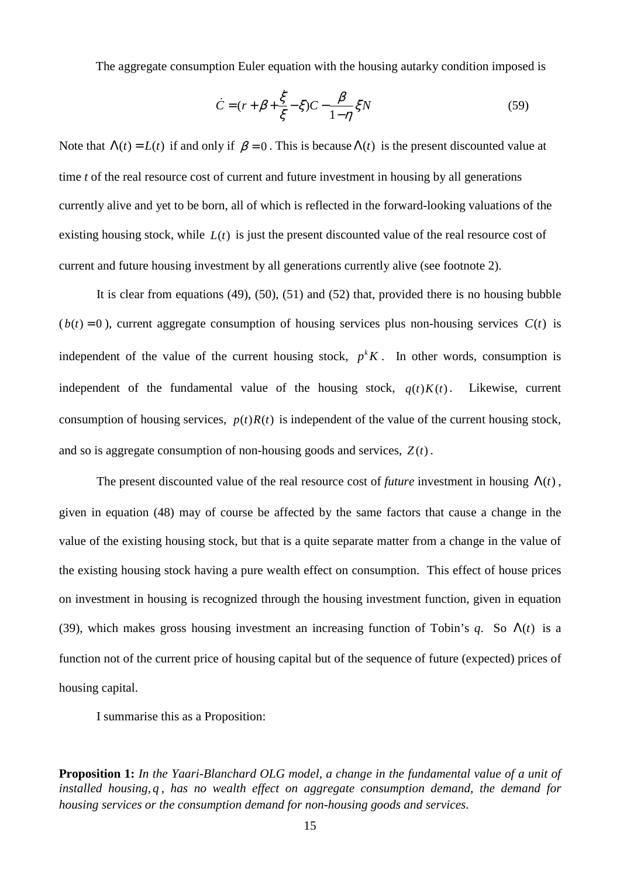The aggregate consumption Euler equation with the housing autarky condition imposed is

$$\dot{C} = (r + \beta + \frac{\dot{\xi}}{\xi} - \xi)C - \frac{\beta}{1-\eta}\xi N \tag{59}$$

Note that $\Lambda(t) = L(t)$ if and only if $\beta = 0$. This is because $\Lambda(t)$ is the present discounted value at time *t* of the real resource cost of current and future investment in housing by all generations currently alive and yet to be born, all of which is reflected in the forward-looking valuations of the existing housing stock, while $L(t)$ is just the present discounted value of the real resource cost of current and future housing investment by all generations currently alive (see footnote 2).

It is clear from equations (49), (50), (51) and (52) that, provided there is no housing bubble ($b(t) = 0$), current aggregate consumption of housing services plus non-housing services $C(t)$ is independent of the value of the current housing stock, $p^k K$. In other words, consumption is independent of the fundamental value of the housing stock, $q(t)K(t)$. Likewise, current consumption of housing services, $p(t)R(t)$ is independent of the value of the current housing stock, and so is aggregate consumption of non-housing goods and services, $Z(t)$.

The present discounted value of the real resource cost of *future* investment in housing $\Lambda(t)$, given in equation (48) may of course be affected by the same factors that cause a change in the value of the existing housing stock, but that is a quite separate matter from a change in the value of the existing housing stock having a pure wealth effect on consumption. This effect of house prices on investment in housing is recognized through the housing investment function, given in equation (39), which makes gross housing investment an increasing function of Tobin's *q*. So $\Lambda(t)$ is a function not of the current price of housing capital but of the sequence of future (expected) prices of housing capital.

I summarise this as a Proposition:

**Proposition 1:** *In the Yaari-Blanchard OLG model, a change in the fundamental value of a unit of installed housing, $q$, has no wealth effect on aggregate consumption demand, the demand for housing services or the consumption demand for non-housing goods and services.*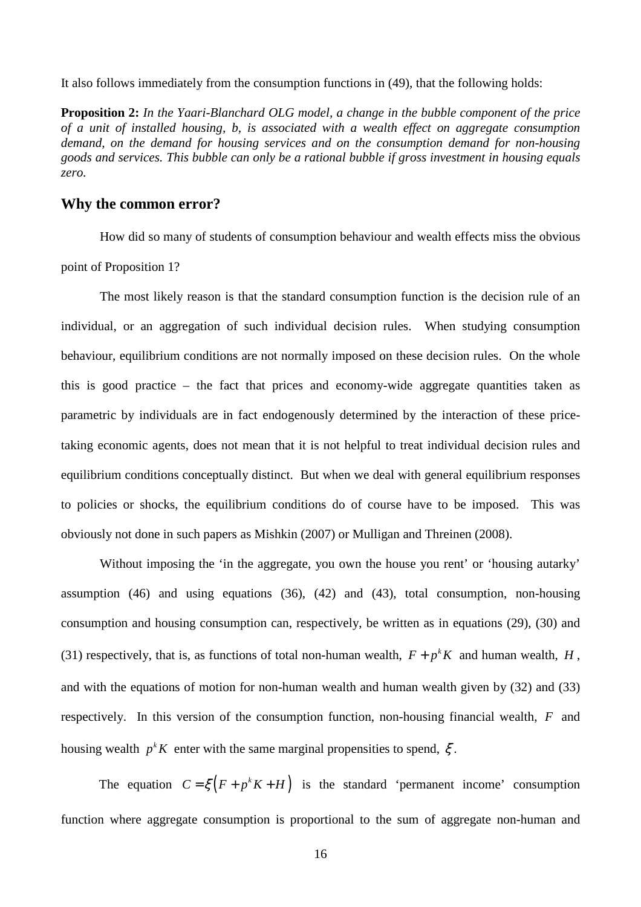It also follows immediately from the consumption functions in (49), that the following holds:

**Proposition 2:** *In the Yaari-Blanchard OLG model, a change in the bubble component of the price of a unit of installed housing, b, is associated with a wealth effect on aggregate consumption demand, on the demand for housing services and on the consumption demand for non-housing goods and services. This bubble can only be a rational bubble if gross investment in housing equals zero.*

## Why the common error?

How did so many of students of consumption behaviour and wealth effects miss the obvious point of Proposition 1?

The most likely reason is that the standard consumption function is the decision rule of an individual, or an aggregation of such individual decision rules. When studying consumption behaviour, equilibrium conditions are not normally imposed on these decision rules. On the whole this is good practice – the fact that prices and economy-wide aggregate quantities taken as parametric by individuals are in fact endogenously determined by the interaction of these price-taking economic agents, does not mean that it is not helpful to treat individual decision rules and equilibrium conditions conceptually distinct. But when we deal with general equilibrium responses to policies or shocks, the equilibrium conditions do of course have to be imposed. This was obviously not done in such papers as Mishkin (2007) or Mulligan and Threinen (2008).

Without imposing the 'in the aggregate, you own the house you rent' or 'housing autarky' assumption (46) and using equations (36), (42) and (43), total consumption, non-housing consumption and housing consumption can, respectively, be written as in equations (29), (30) and (31) respectively, that is, as functions of total non-human wealth, $F + p^k K$ and human wealth, $H$, and with the equations of motion for non-human wealth and human wealth given by (32) and (33) respectively. In this version of the consumption function, non-housing financial wealth, $F$ and housing wealth $p^k K$ enter with the same marginal propensities to spend, $\xi$.

The equation $C = \xi\left(F + p^k K + H\right)$ is the standard 'permanent income' consumption function where aggregate consumption is proportional to the sum of aggregate non-human and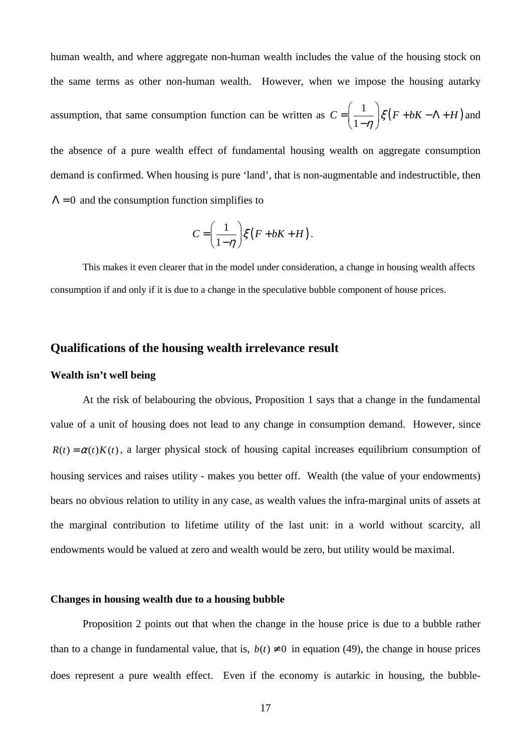human wealth, and where aggregate non-human wealth includes the value of the housing stock on the same terms as other non-human wealth. However, when we impose the housing autarky assumption, that same consumption function can be written as $C = \left(\frac{1}{1-\eta}\right)\xi\left(F + bK - \Lambda + H\right)$ and the absence of a pure wealth effect of fundamental housing wealth on aggregate consumption demand is confirmed. When housing is pure 'land', that is non-augmentable and indestructible, then $\Lambda = 0$ and the consumption function simplifies to

$$C = \left(\frac{1}{1-\eta}\right)\xi\left(F + bK + H\right).$$

This makes it even clearer that in the model under consideration, a change in housing wealth affects consumption if and only if it is due to a change in the speculative bubble component of house prices.

## Qualifications of the housing wealth irrelevance result

### Wealth isn't well being

At the risk of belabouring the obvious, Proposition 1 says that a change in the fundamental value of a unit of housing does not lead to any change in consumption demand. However, since $R(t) = \alpha(t)K(t)$, a larger physical stock of housing capital increases equilibrium consumption of housing services and raises utility - makes you better off. Wealth (the value of your endowments) bears no obvious relation to utility in any case, as wealth values the infra-marginal units of assets at the marginal contribution to lifetime utility of the last unit: in a world without scarcity, all endowments would be valued at zero and wealth would be zero, but utility would be maximal.

### Changes in housing wealth due to a housing bubble

Proposition 2 points out that when the change in the house price is due to a bubble rather than to a change in fundamental value, that is, $b(t) \neq 0$ in equation (49), the change in house prices does represent a pure wealth effect. Even if the economy is autarkic in housing, the bubble-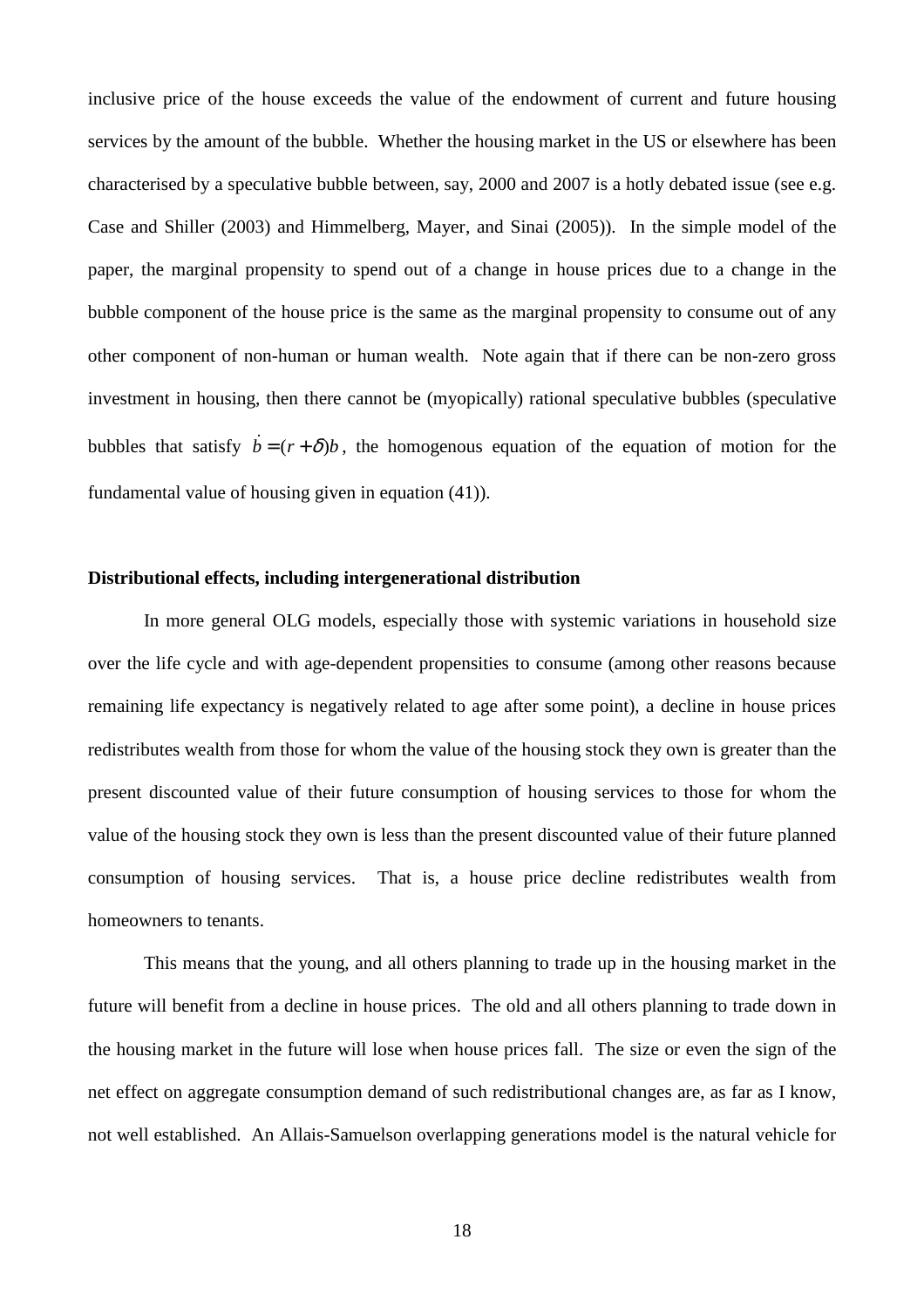inclusive price of the house exceeds the value of the endowment of current and future housing services by the amount of the bubble. Whether the housing market in the US or elsewhere has been characterised by a speculative bubble between, say, 2000 and 2007 is a hotly debated issue (see e.g. Case and Shiller (2003) and Himmelberg, Mayer, and Sinai (2005)). In the simple model of the paper, the marginal propensity to spend out of a change in house prices due to a change in the bubble component of the house price is the same as the marginal propensity to consume out of any other component of non-human or human wealth. Note again that if there can be non-zero gross investment in housing, then there cannot be (myopically) rational speculative bubbles (speculative bubbles that satisfy $\dot{b} = (r+\delta)b$, the homogenous equation of the equation of motion for the fundamental value of housing given in equation (41)).

**Distributional effects, including intergenerational distribution**

In more general OLG models, especially those with systemic variations in household size over the life cycle and with age-dependent propensities to consume (among other reasons because remaining life expectancy is negatively related to age after some point), a decline in house prices redistributes wealth from those for whom the value of the housing stock they own is greater than the present discounted value of their future consumption of housing services to those for whom the value of the housing stock they own is less than the present discounted value of their future planned consumption of housing services. That is, a house price decline redistributes wealth from homeowners to tenants.

This means that the young, and all others planning to trade up in the housing market in the future will benefit from a decline in house prices. The old and all others planning to trade down in the housing market in the future will lose when house prices fall. The size or even the sign of the net effect on aggregate consumption demand of such redistributional changes are, as far as I know, not well established. An Allais-Samuelson overlapping generations model is the natural vehicle for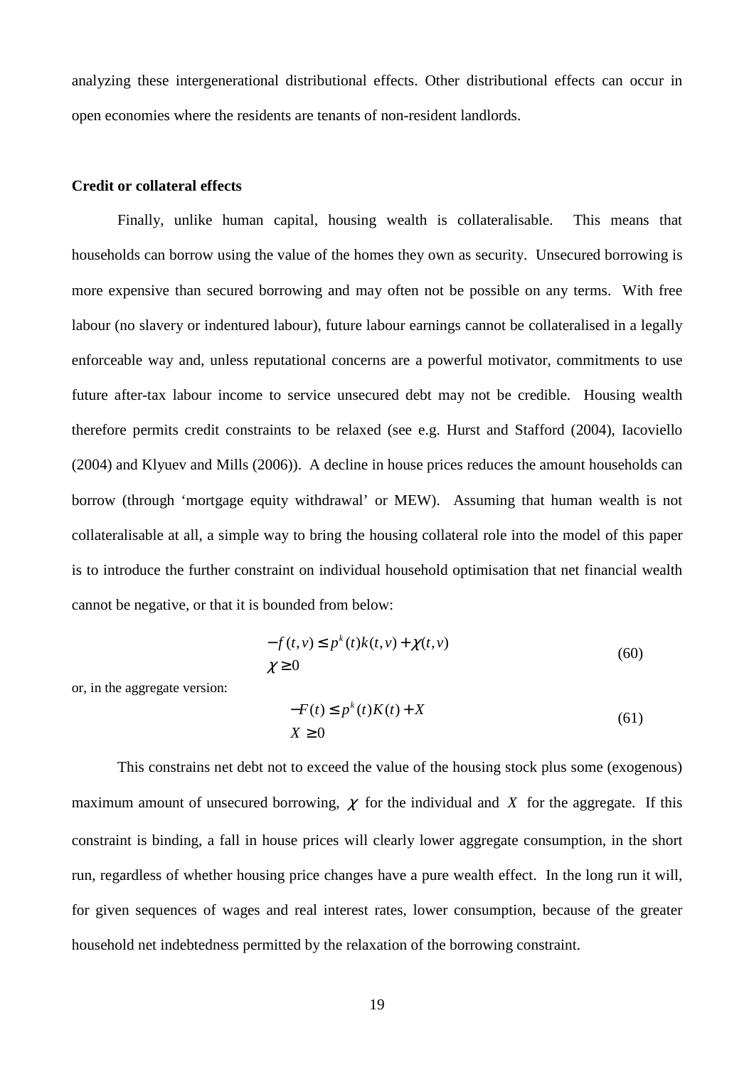analyzing these intergenerational distributional effects. Other distributional effects can occur in open economies where the residents are tenants of non-resident landlords.

### Credit or collateral effects

Finally, unlike human capital, housing wealth is collateralisable. This means that households can borrow using the value of the homes they own as security. Unsecured borrowing is more expensive than secured borrowing and may often not be possible on any terms. With free labour (no slavery or indentured labour), future labour earnings cannot be collateralised in a legally enforceable way and, unless reputational concerns are a powerful motivator, commitments to use future after-tax labour income to service unsecured debt may not be credible. Housing wealth therefore permits credit constraints to be relaxed (see e.g. Hurst and Stafford (2004), Iacoviello (2004) and Klyuev and Mills (2006)). A decline in house prices reduces the amount households can borrow (through 'mortgage equity withdrawal' or MEW). Assuming that human wealth is not collateralisable at all, a simple way to bring the housing collateral role into the model of this paper is to introduce the further constraint on individual household optimisation that net financial wealth cannot be negative, or that it is bounded from below:

$$
\begin{aligned}
-f(t,v) &\le p^k(t)k(t,v) + \chi(t,v) \\
\chi &\ge 0
\end{aligned}
\tag{60}
$$

or, in the aggregate version:

$$
\begin{aligned}
-F(t) &\le p^k(t)K(t) + X \\
X &\ge 0
\end{aligned}
\tag{61}
$$

This constrains net debt not to exceed the value of the housing stock plus some (exogenous) maximum amount of unsecured borrowing, $\chi$ for the individual and $X$ for the aggregate. If this constraint is binding, a fall in house prices will clearly lower aggregate consumption, in the short run, regardless of whether housing price changes have a pure wealth effect. In the long run it will, for given sequences of wages and real interest rates, lower consumption, because of the greater household net indebtedness permitted by the relaxation of the borrowing constraint.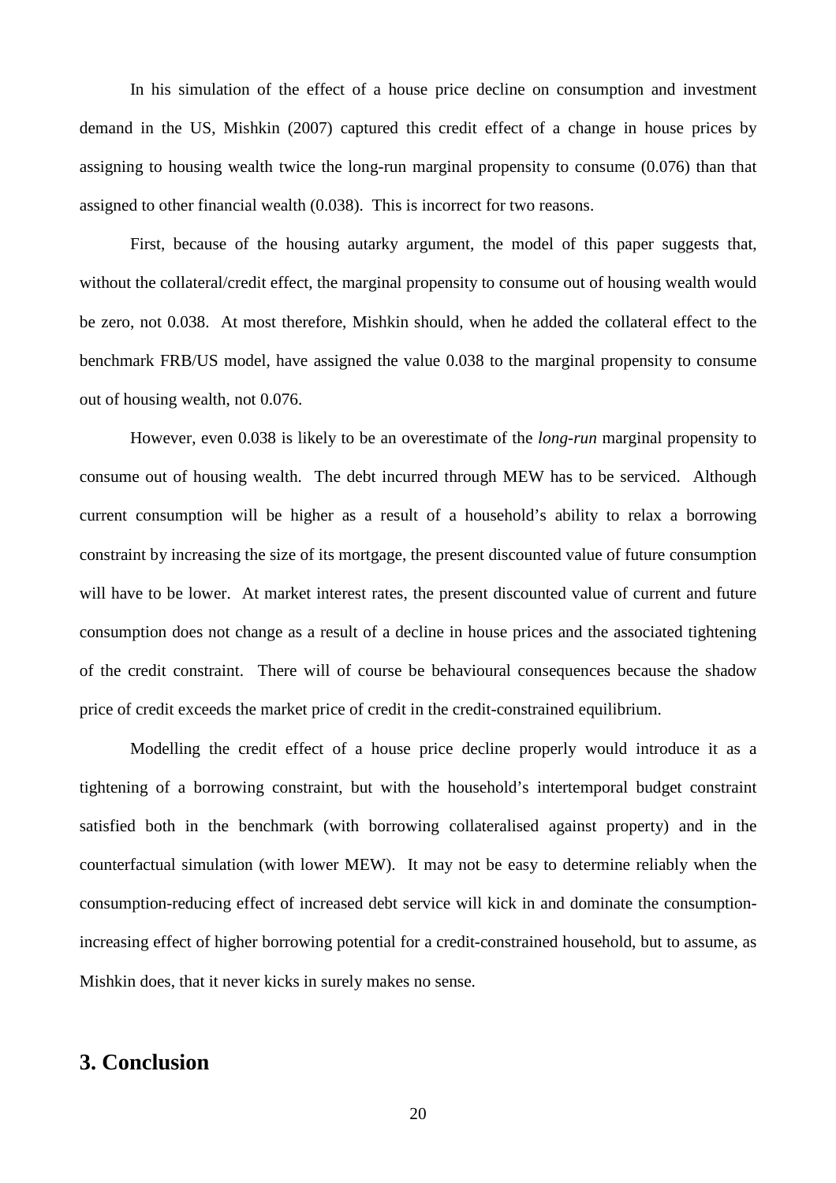In his simulation of the effect of a house price decline on consumption and investment demand in the US, Mishkin (2007) captured this credit effect of a change in house prices by assigning to housing wealth twice the long-run marginal propensity to consume (0.076) than that assigned to other financial wealth (0.038). This is incorrect for two reasons.

First, because of the housing autarky argument, the model of this paper suggests that, without the collateral/credit effect, the marginal propensity to consume out of housing wealth would be zero, not 0.038. At most therefore, Mishkin should, when he added the collateral effect to the benchmark FRB/US model, have assigned the value 0.038 to the marginal propensity to consume out of housing wealth, not 0.076.

However, even 0.038 is likely to be an overestimate of the *long-run* marginal propensity to consume out of housing wealth. The debt incurred through MEW has to be serviced. Although current consumption will be higher as a result of a household's ability to relax a borrowing constraint by increasing the size of its mortgage, the present discounted value of future consumption will have to be lower. At market interest rates, the present discounted value of current and future consumption does not change as a result of a decline in house prices and the associated tightening of the credit constraint. There will of course be behavioural consequences because the shadow price of credit exceeds the market price of credit in the credit-constrained equilibrium.

Modelling the credit effect of a house price decline properly would introduce it as a tightening of a borrowing constraint, but with the household's intertemporal budget constraint satisfied both in the benchmark (with borrowing collateralised against property) and in the counterfactual simulation (with lower MEW). It may not be easy to determine reliably when the consumption-reducing effect of increased debt service will kick in and dominate the consumption-increasing effect of higher borrowing potential for a credit-constrained household, but to assume, as Mishkin does, that it never kicks in surely makes no sense.

## 3. Conclusion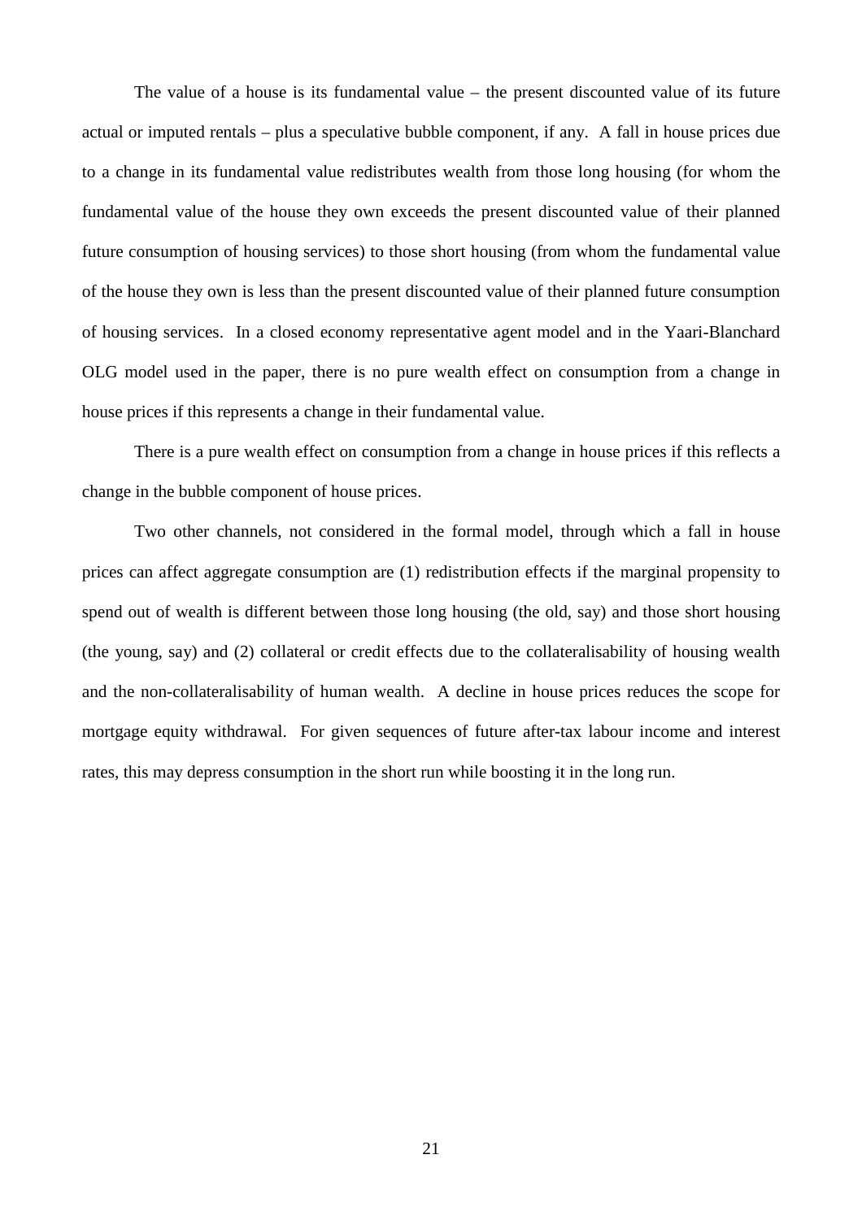The value of a house is its fundamental value – the present discounted value of its future actual or imputed rentals – plus a speculative bubble component, if any. A fall in house prices due to a change in its fundamental value redistributes wealth from those long housing (for whom the fundamental value of the house they own exceeds the present discounted value of their planned future consumption of housing services) to those short housing (from whom the fundamental value of the house they own is less than the present discounted value of their planned future consumption of housing services. In a closed economy representative agent model and in the Yaari-Blanchard OLG model used in the paper, there is no pure wealth effect on consumption from a change in house prices if this represents a change in their fundamental value.

There is a pure wealth effect on consumption from a change in house prices if this reflects a change in the bubble component of house prices.

Two other channels, not considered in the formal model, through which a fall in house prices can affect aggregate consumption are (1) redistribution effects if the marginal propensity to spend out of wealth is different between those long housing (the old, say) and those short housing (the young, say) and (2) collateral or credit effects due to the collateralisability of housing wealth and the non-collateralisability of human wealth. A decline in house prices reduces the scope for mortgage equity withdrawal. For given sequences of future after-tax labour income and interest rates, this may depress consumption in the short run while boosting it in the long run.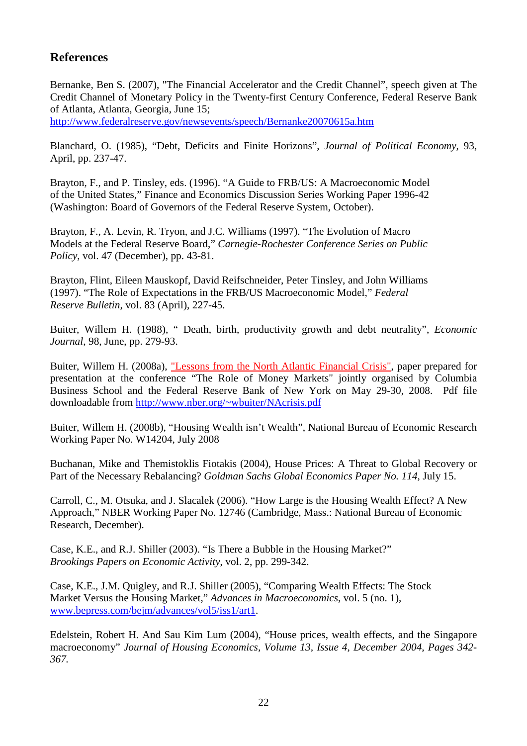## References

Bernanke, Ben S. (2007), "The Financial Accelerator and the Credit Channel", speech given at The Credit Channel of Monetary Policy in the Twenty-first Century Conference, Federal Reserve Bank of Atlanta, Atlanta, Georgia, June 15; http://www.federalreserve.gov/newsevents/speech/Bernanke20070615a.htm

Blanchard, O. (1985), "Debt, Deficits and Finite Horizons", *Journal of Political Economy*, 93, April, pp. 237-47.

Brayton, F., and P. Tinsley, eds. (1996). "A Guide to FRB/US: A Macroeconomic Model of the United States," Finance and Economics Discussion Series Working Paper 1996-42 (Washington: Board of Governors of the Federal Reserve System, October).

Brayton, F., A. Levin, R. Tryon, and J.C. Williams (1997). "The Evolution of Macro Models at the Federal Reserve Board," *Carnegie-Rochester Conference Series on Public Policy*, vol. 47 (December), pp. 43-81.

Brayton, Flint, Eileen Mauskopf, David Reifschneider, Peter Tinsley, and John Williams (1997). "The Role of Expectations in the FRB/US Macroeconomic Model," *Federal Reserve Bulletin*, vol. 83 (April), 227-45.

Buiter, Willem H. (1988), " Death, birth, productivity growth and debt neutrality", *Economic Journal*, 98, June, pp. 279-93.

Buiter, Willem H. (2008a), "Lessons from the North Atlantic Financial Crisis", paper prepared for presentation at the conference "The Role of Money Markets" jointly organised by Columbia Business School and the Federal Reserve Bank of New York on May 29-30, 2008. Pdf file downloadable from http://www.nber.org/~wbuiter/NAcrisis.pdf

Buiter, Willem H. (2008b), "Housing Wealth isn't Wealth", National Bureau of Economic Research Working Paper No. W14204, July 2008

Buchanan, Mike and Themistoklis Fiotakis (2004), House Prices: A Threat to Global Recovery or Part of the Necessary Rebalancing? *Goldman Sachs Global Economics Paper No. 114*, July 15.

Carroll, C., M. Otsuka, and J. Slacalek (2006). "How Large is the Housing Wealth Effect? A New Approach," NBER Working Paper No. 12746 (Cambridge, Mass.: National Bureau of Economic Research, December).

Case, K.E., and R.J. Shiller (2003). "Is There a Bubble in the Housing Market?" *Brookings Papers on Economic Activity*, vol. 2, pp. 299-342.

Case, K.E., J.M. Quigley, and R.J. Shiller (2005), "Comparing Wealth Effects: The Stock Market Versus the Housing Market," *Advances in Macroeconomics*, vol. 5 (no. 1), www.bepress.com/bejm/advances/vol5/iss1/art1.

Edelstein, Robert H. And Sau Kim Lum (2004), "House prices, wealth effects, and the Singapore macroeconomy" *Journal of Housing Economics, Volume 13, Issue 4, December 2004, Pages 342-367.*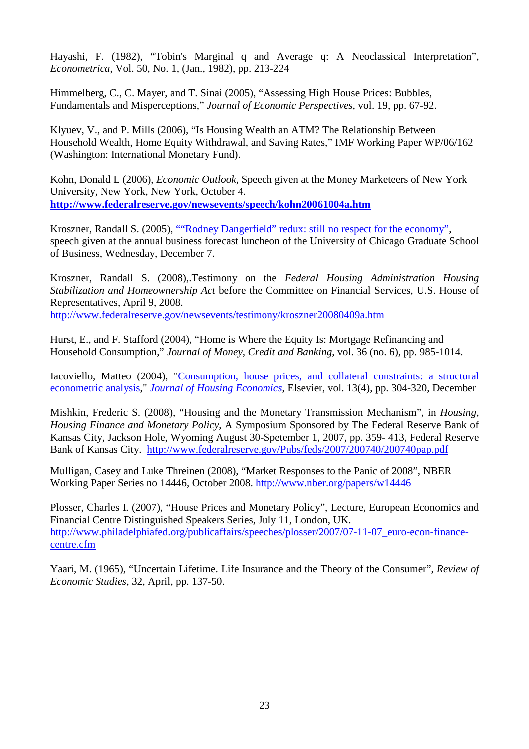Hayashi, F. (1982), "Tobin's Marginal q and Average q: A Neoclassical Interpretation", *Econometrica*, Vol. 50, No. 1, (Jan., 1982), pp. 213-224

Himmelberg, C., C. Mayer, and T. Sinai (2005), "Assessing High House Prices: Bubbles, Fundamentals and Misperceptions," *Journal of Economic Perspectives*, vol. 19, pp. 67-92.

Klyuev, V., and P. Mills (2006), "Is Housing Wealth an ATM? The Relationship Between Household Wealth, Home Equity Withdrawal, and Saving Rates," IMF Working Paper WP/06/162 (Washington: International Monetary Fund).

Kohn, Donald L (2006), *Economic Outlook*, Speech given at the Money Marketeers of New York University, New York, New York, October 4.
**http://www.federalreserve.gov/newsevents/speech/kohn20061004a.htm**

Kroszner, Randall S. (2005), ""Rodney Dangerfield" redux: still no respect for the economy", speech given at the annual business forecast luncheon of the University of Chicago Graduate School of Business, Wednesday, December 7.

Kroszner, Randall S. (2008),.Testimony on the *Federal Housing Administration Housing Stabilization and Homeownership Act* before the Committee on Financial Services, U.S. House of Representatives, April 9, 2008.
http://www.federalreserve.gov/newsevents/testimony/kroszner20080409a.htm

Hurst, E., and F. Stafford (2004), "Home is Where the Equity Is: Mortgage Refinancing and Household Consumption," *Journal of Money, Credit and Banking*, vol. 36 (no. 6), pp. 985-1014.

Iacoviello, Matteo (2004), "Consumption, house prices, and collateral constraints: a structural econometric analysis," *Journal of Housing Economics*, Elsevier, vol. 13(4), pp. 304-320, December

Mishkin, Frederic S. (2008), "Housing and the Monetary Transmission Mechanism", in *Housing, Housing Finance and Monetary Policy*, A Symposium Sponsored by The Federal Reserve Bank of Kansas City, Jackson Hole, Wyoming August 30-Spetember 1, 2007, pp. 359- 413, Federal Reserve Bank of Kansas City. http://www.federalreserve.gov/Pubs/feds/2007/200740/200740pap.pdf

Mulligan, Casey and Luke Threinen (2008), "Market Responses to the Panic of 2008", NBER Working Paper Series no 14446, October 2008. http://www.nber.org/papers/w14446

Plosser, Charles I. (2007), "House Prices and Monetary Policy", Lecture, European Economics and Financial Centre Distinguished Speakers Series, July 11, London, UK.
http://www.philadelphiafed.org/publicaffairs/speeches/plosser/2007/07-11-07_euro-econ-finance-centre.cfm

Yaari, M. (1965), "Uncertain Lifetime. Life Insurance and the Theory of the Consumer", *Review of Economic Studies*, 32, April, pp. 137-50.